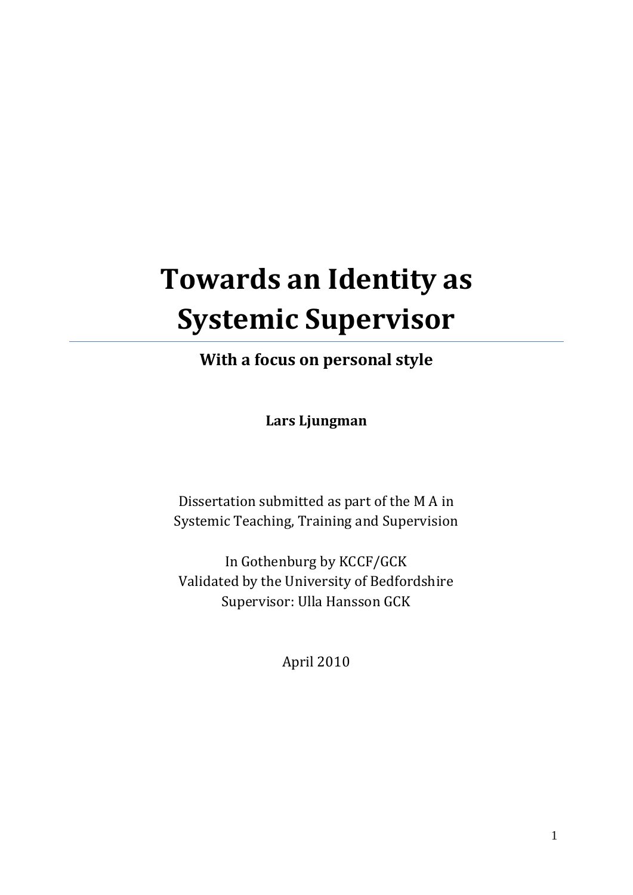# Towards an Identity as Systemic Supervisor

**With a focus on personal style**

**Lars Ljungman**

Dissertation submitted as part of the M A in
Systemic Teaching, Training and Supervision

In Gothenburg by KCCF/GCK
Validated by the University of Bedfordshire
Supervisor: Ulla Hansson GCK

April 2010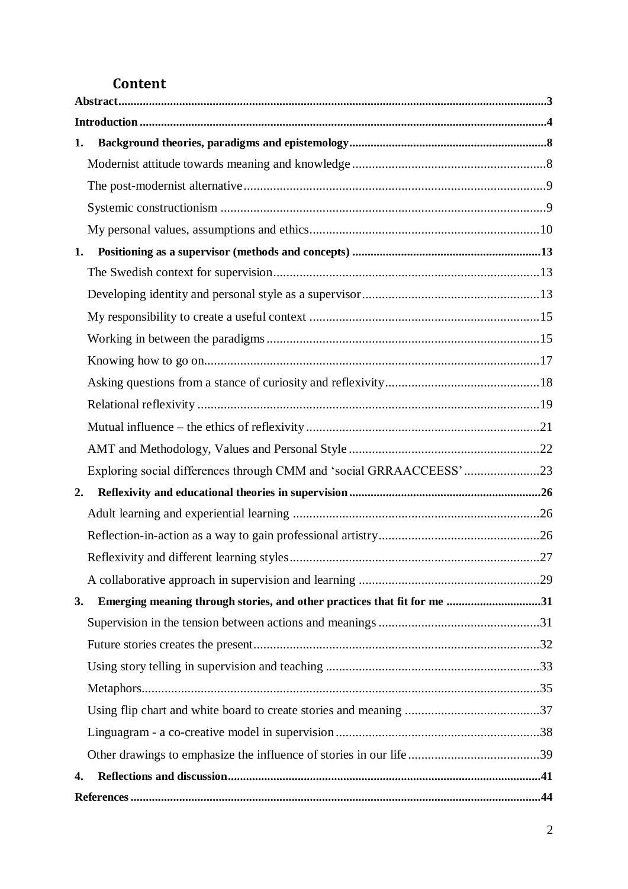## Content

**Abstract** ... **3**

**Introduction** ... **4**

**1. Background theories, paradigms and epistemology** ... **8**

- Modernist attitude towards meaning and knowledge ... 8
- The post-modernist alternative ... 9
- Systemic constructionism ... 9
- My personal values, assumptions and ethics ... 10

**1. Positioning as a supervisor (methods and concepts)** ... **13**

- The Swedish context for supervision ... 13
- Developing identity and personal style as a supervisor ... 13
- My responsibility to create a useful context ... 15
- Working in between the paradigms ... 15
- Knowing how to go on ... 17
- Asking questions from a stance of curiosity and reflexivity ... 18
- Relational reflexivity ... 19
- Mutual influence – the ethics of reflexivity ... 21
- AMT and Methodology, Values and Personal Style ... 22
- Exploring social differences through CMM and 'social GRRAACCEESS' ... 23

**2. Reflexivity and educational theories in supervision** ... **26**

- Adult learning and experiential learning ... 26
- Reflection-in-action as a way to gain professional artistry ... 26
- Reflexivity and different learning styles ... 27
- A collaborative approach in supervision and learning ... 29

**3. Emerging meaning through stories, and other practices that fit for me** ... **31**

- Supervision in the tension between actions and meanings ... 31
- Future stories creates the present ... 32
- Using story telling in supervision and teaching ... 33
- Metaphors ... 35
- Using flip chart and white board to create stories and meaning ... 37
- Linguagram - a co-creative model in supervision ... 38
- Other drawings to emphasize the influence of stories in our life ... 39

**4. Reflections and discussion** ... **41**

**References** ... **44**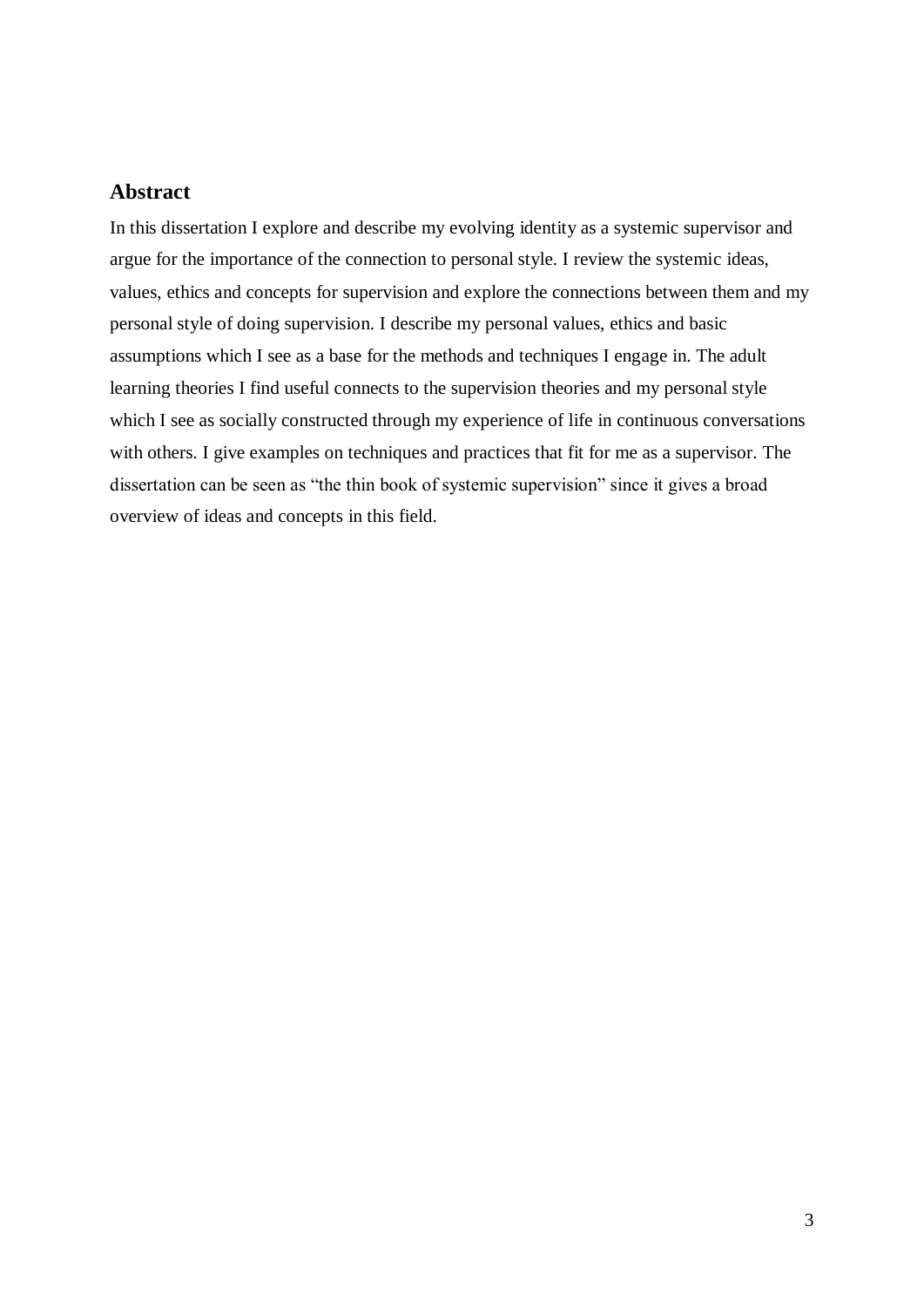## Abstract

In this dissertation I explore and describe my evolving identity as a systemic supervisor and argue for the importance of the connection to personal style. I review the systemic ideas, values, ethics and concepts for supervision and explore the connections between them and my personal style of doing supervision. I describe my personal values, ethics and basic assumptions which I see as a base for the methods and techniques I engage in. The adult learning theories I find useful connects to the supervision theories and my personal style which I see as socially constructed through my experience of life in continuous conversations with others. I give examples on techniques and practices that fit for me as a supervisor. The dissertation can be seen as "the thin book of systemic supervision" since it gives a broad overview of ideas and concepts in this field.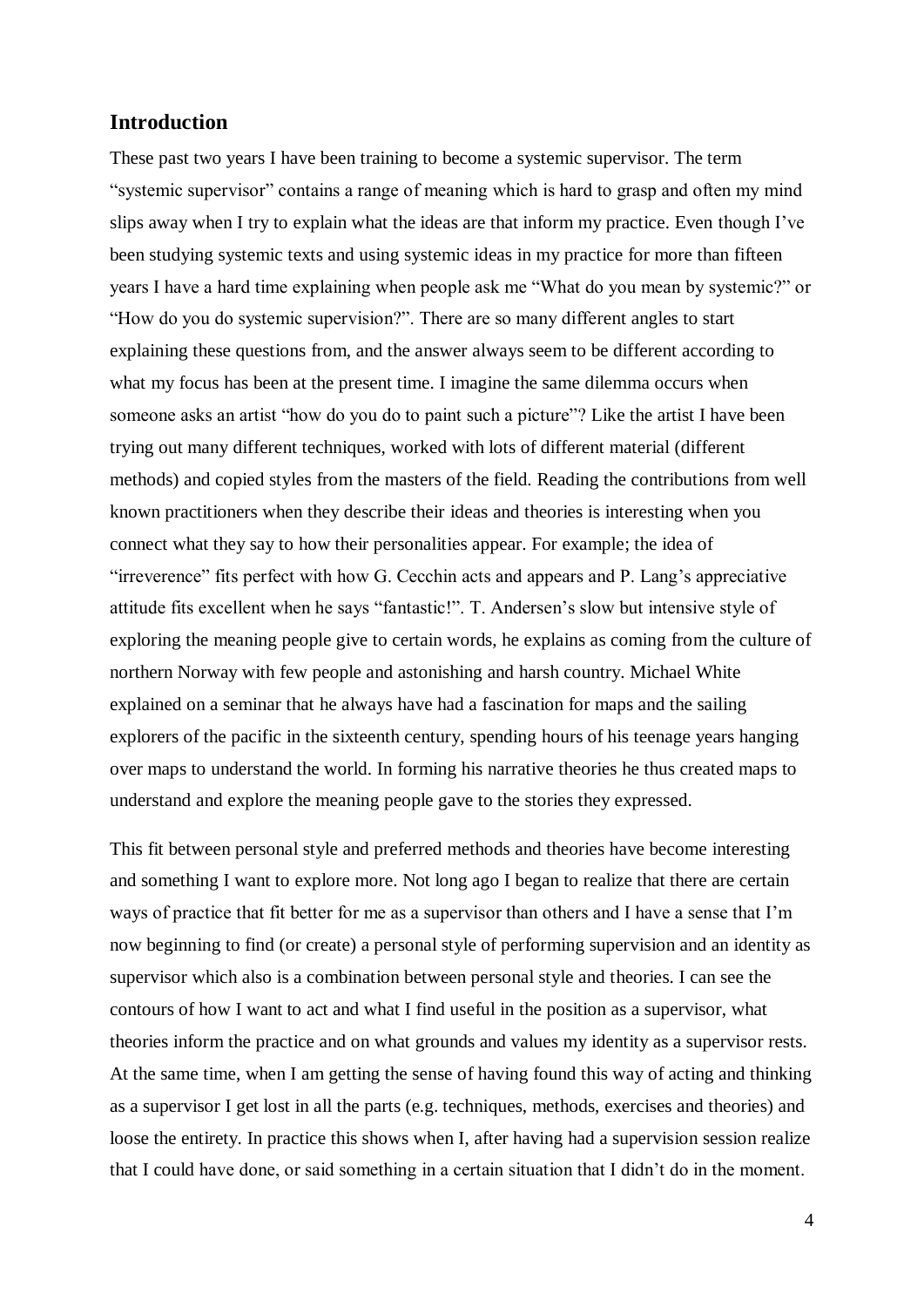## Introduction

These past two years I have been training to become a systemic supervisor. The term "systemic supervisor" contains a range of meaning which is hard to grasp and often my mind slips away when I try to explain what the ideas are that inform my practice. Even though I've been studying systemic texts and using systemic ideas in my practice for more than fifteen years I have a hard time explaining when people ask me "What do you mean by systemic?" or "How do you do systemic supervision?". There are so many different angles to start explaining these questions from, and the answer always seem to be different according to what my focus has been at the present time. I imagine the same dilemma occurs when someone asks an artist "how do you do to paint such a picture"? Like the artist I have been trying out many different techniques, worked with lots of different material (different methods) and copied styles from the masters of the field. Reading the contributions from well known practitioners when they describe their ideas and theories is interesting when you connect what they say to how their personalities appear. For example; the idea of "irreverence" fits perfect with how G. Cecchin acts and appears and P. Lang's appreciative attitude fits excellent when he says "fantastic!". T. Andersen's slow but intensive style of exploring the meaning people give to certain words, he explains as coming from the culture of northern Norway with few people and astonishing and harsh country. Michael White explained on a seminar that he always have had a fascination for maps and the sailing explorers of the pacific in the sixteenth century, spending hours of his teenage years hanging over maps to understand the world. In forming his narrative theories he thus created maps to understand and explore the meaning people gave to the stories they expressed.

This fit between personal style and preferred methods and theories have become interesting and something I want to explore more. Not long ago I began to realize that there are certain ways of practice that fit better for me as a supervisor than others and I have a sense that I'm now beginning to find (or create) a personal style of performing supervision and an identity as supervisor which also is a combination between personal style and theories. I can see the contours of how I want to act and what I find useful in the position as a supervisor, what theories inform the practice and on what grounds and values my identity as a supervisor rests. At the same time, when I am getting the sense of having found this way of acting and thinking as a supervisor I get lost in all the parts (e.g. techniques, methods, exercises and theories) and loose the entirety. In practice this shows when I, after having had a supervision session realize that I could have done, or said something in a certain situation that I didn't do in the moment.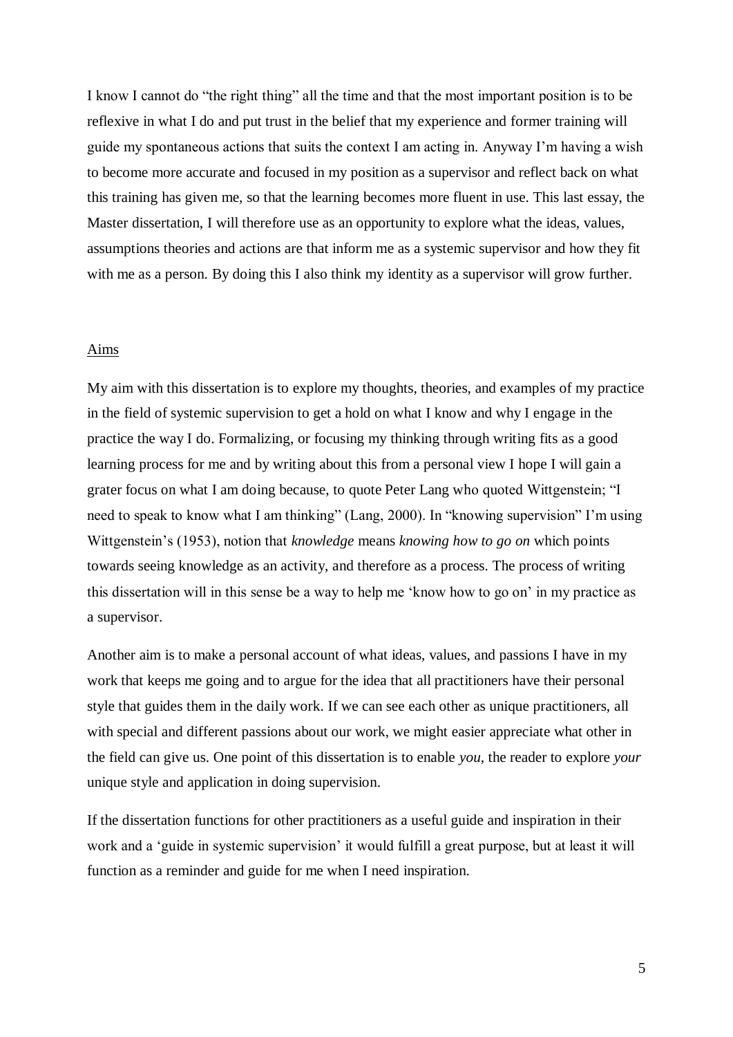I know I cannot do "the right thing" all the time and that the most important position is to be reflexive in what I do and put trust in the belief that my experience and former training will guide my spontaneous actions that suits the context I am acting in. Anyway I'm having a wish to become more accurate and focused in my position as a supervisor and reflect back on what this training has given me, so that the learning becomes more fluent in use. This last essay, the Master dissertation, I will therefore use as an opportunity to explore what the ideas, values, assumptions theories and actions are that inform me as a systemic supervisor and how they fit with me as a person. By doing this I also think my identity as a supervisor will grow further.

## Aims

My aim with this dissertation is to explore my thoughts, theories, and examples of my practice in the field of systemic supervision to get a hold on what I know and why I engage in the practice the way I do. Formalizing, or focusing my thinking through writing fits as a good learning process for me and by writing about this from a personal view I hope I will gain a grater focus on what I am doing because, to quote Peter Lang who quoted Wittgenstein; "I need to speak to know what I am thinking" (Lang, 2000). In "knowing supervision" I'm using Wittgenstein's (1953), notion that *knowledge* means *knowing how to go on* which points towards seeing knowledge as an activity, and therefore as a process. The process of writing this dissertation will in this sense be a way to help me 'know how to go on' in my practice as a supervisor.

Another aim is to make a personal account of what ideas, values, and passions I have in my work that keeps me going and to argue for the idea that all practitioners have their personal style that guides them in the daily work. If we can see each other as unique practitioners, all with special and different passions about our work, we might easier appreciate what other in the field can give us. One point of this dissertation is to enable *you*, the reader to explore *your* unique style and application in doing supervision.

If the dissertation functions for other practitioners as a useful guide and inspiration in their work and a 'guide in systemic supervision' it would fulfill a great purpose, but at least it will function as a reminder and guide for me when I need inspiration.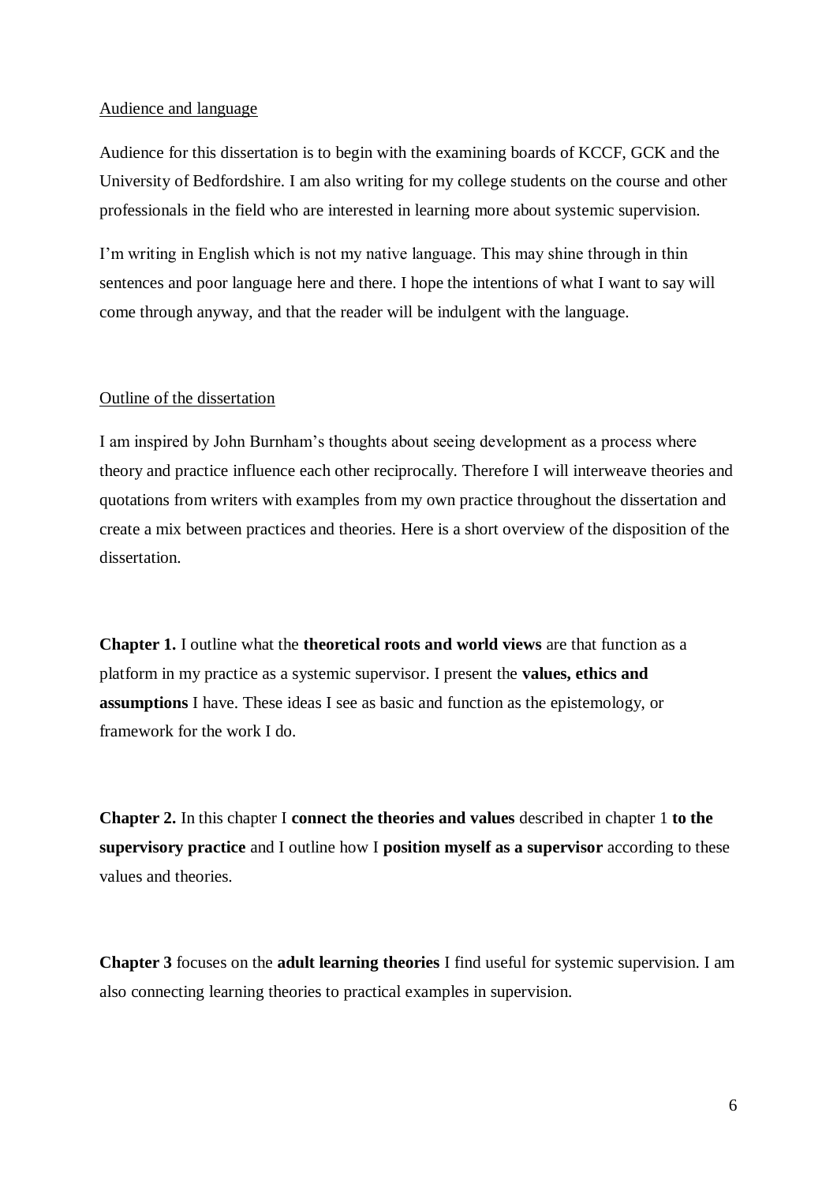## Audience and language

Audience for this dissertation is to begin with the examining boards of KCCF, GCK and the University of Bedfordshire. I am also writing for my college students on the course and other professionals in the field who are interested in learning more about systemic supervision.

I'm writing in English which is not my native language. This may shine through in thin sentences and poor language here and there. I hope the intentions of what I want to say will come through anyway, and that the reader will be indulgent with the language.

## Outline of the dissertation

I am inspired by John Burnham's thoughts about seeing development as a process where theory and practice influence each other reciprocally. Therefore I will interweave theories and quotations from writers with examples from my own practice throughout the dissertation and create a mix between practices and theories. Here is a short overview of the disposition of the dissertation.

**Chapter 1.** I outline what the **theoretical roots and world views** are that function as a platform in my practice as a systemic supervisor. I present the **values, ethics and assumptions** I have. These ideas I see as basic and function as the epistemology, or framework for the work I do.

**Chapter 2.** In this chapter I **connect the theories and values** described in chapter 1 **to the supervisory practice** and I outline how I **position myself as a supervisor** according to these values and theories.

**Chapter 3** focuses on the **adult learning theories** I find useful for systemic supervision. I am also connecting learning theories to practical examples in supervision.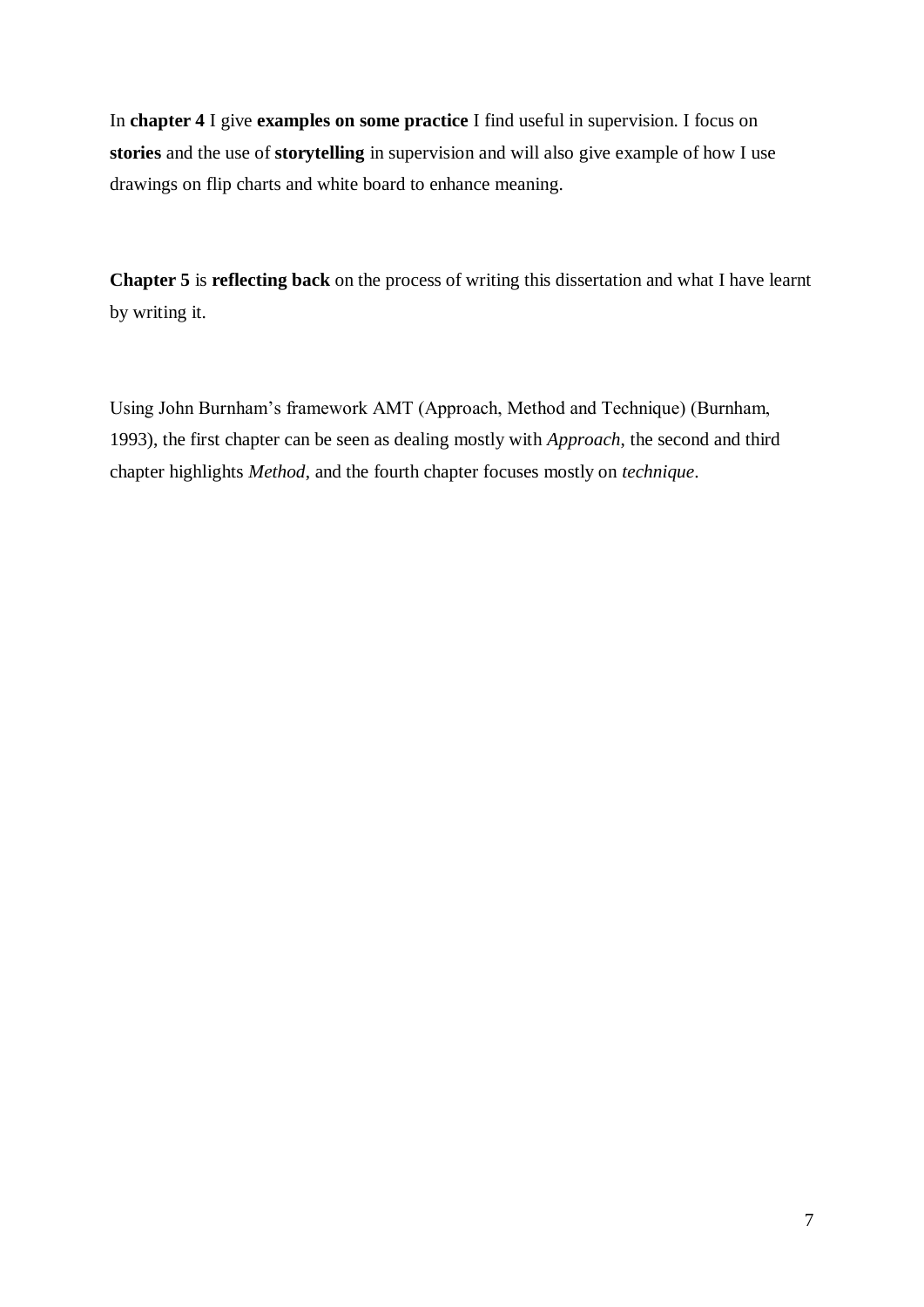In **chapter 4** I give **examples on some practice** I find useful in supervision. I focus on **stories** and the use of **storytelling** in supervision and will also give example of how I use drawings on flip charts and white board to enhance meaning.

**Chapter 5** is **reflecting back** on the process of writing this dissertation and what I have learnt by writing it.

Using John Burnham's framework AMT (Approach, Method and Technique) (Burnham, 1993), the first chapter can be seen as dealing mostly with *Approach*, the second and third chapter highlights *Method*, and the fourth chapter focuses mostly on *technique*.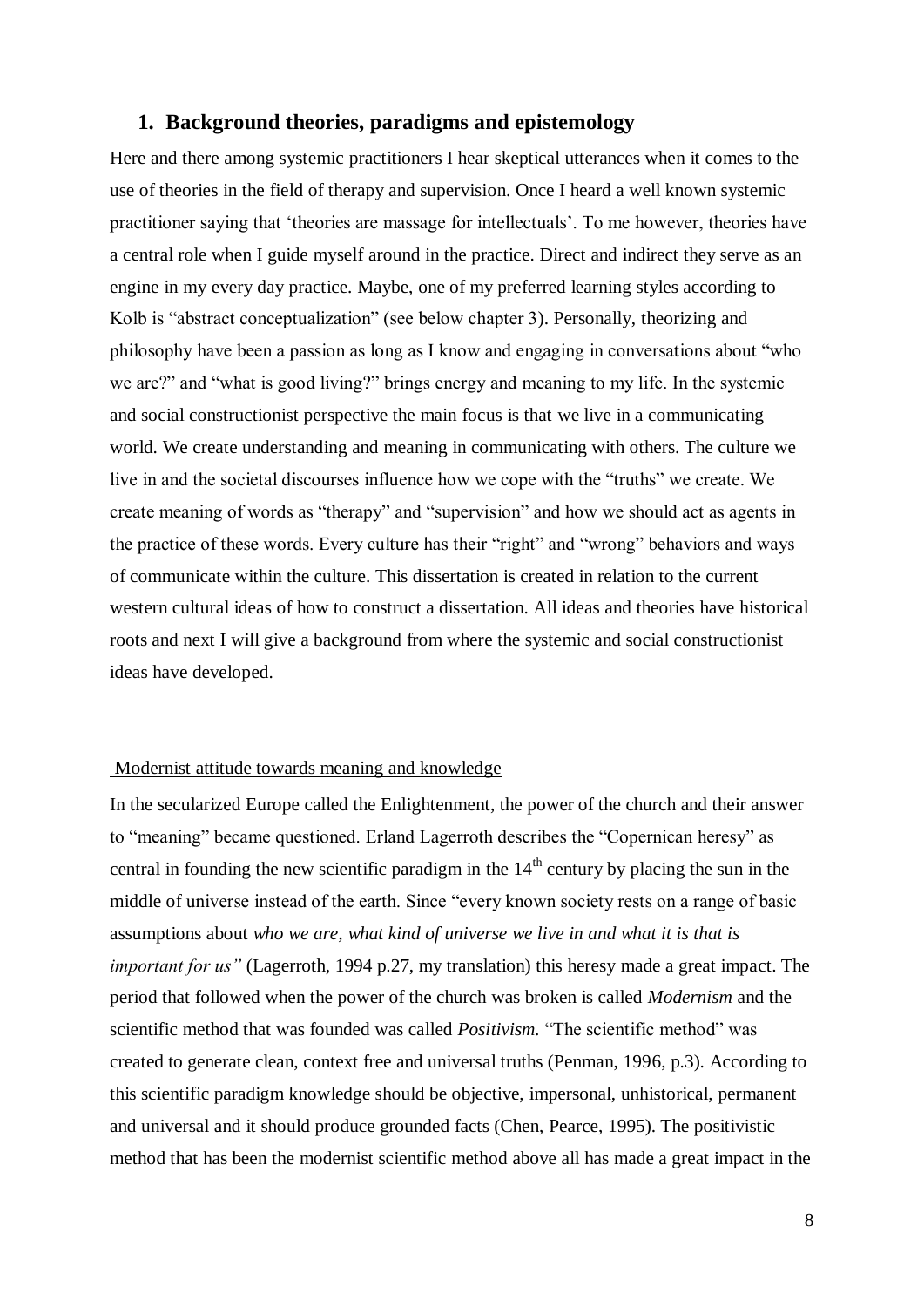## 1. Background theories, paradigms and epistemology

Here and there among systemic practitioners I hear skeptical utterances when it comes to the use of theories in the field of therapy and supervision. Once I heard a well known systemic practitioner saying that 'theories are massage for intellectuals'. To me however, theories have a central role when I guide myself around in the practice. Direct and indirect they serve as an engine in my every day practice. Maybe, one of my preferred learning styles according to Kolb is "abstract conceptualization" (see below chapter 3). Personally, theorizing and philosophy have been a passion as long as I know and engaging in conversations about "who we are?" and "what is good living?" brings energy and meaning to my life. In the systemic and social constructionist perspective the main focus is that we live in a communicating world. We create understanding and meaning in communicating with others. The culture we live in and the societal discourses influence how we cope with the "truths" we create. We create meaning of words as "therapy" and "supervision" and how we should act as agents in the practice of these words. Every culture has their "right" and "wrong" behaviors and ways of communicate within the culture. This dissertation is created in relation to the current western cultural ideas of how to construct a dissertation. All ideas and theories have historical roots and next I will give a background from where the systemic and social constructionist ideas have developed.

Modernist attitude towards meaning and knowledge

In the secularized Europe called the Enlightenment, the power of the church and their answer to "meaning" became questioned. Erland Lagerroth describes the "Copernican heresy" as central in founding the new scientific paradigm in the 14th century by placing the sun in the middle of universe instead of the earth. Since "every known society rests on a range of basic assumptions about *who we are, what kind of universe we live in and what it is that is important for us"* (Lagerroth, 1994 p.27, my translation) this heresy made a great impact. The period that followed when the power of the church was broken is called *Modernism* and the scientific method that was founded was called *Positivism.* "The scientific method" was created to generate clean, context free and universal truths (Penman, 1996, p.3). According to this scientific paradigm knowledge should be objective, impersonal, unhistorical, permanent and universal and it should produce grounded facts (Chen, Pearce, 1995). The positivistic method that has been the modernist scientific method above all has made a great impact in the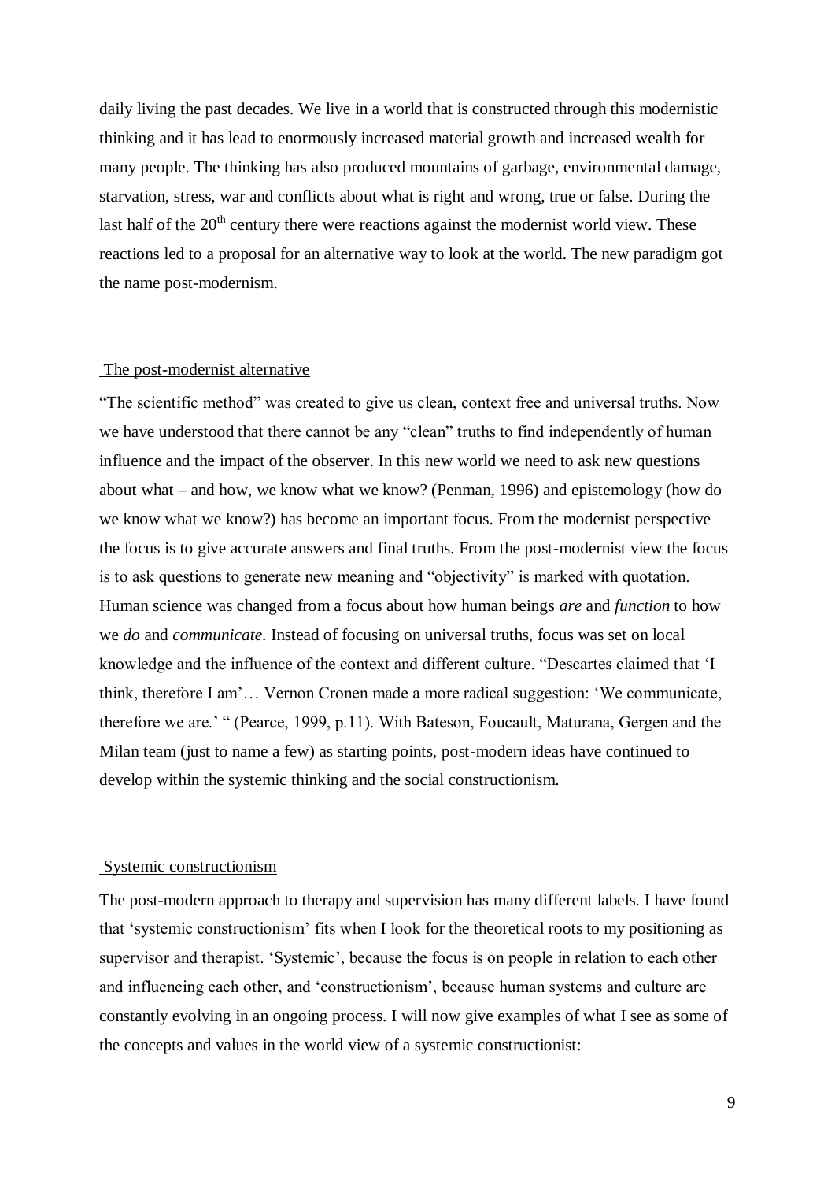daily living the past decades. We live in a world that is constructed through this modernistic thinking and it has lead to enormously increased material growth and increased wealth for many people. The thinking has also produced mountains of garbage, environmental damage, starvation, stress, war and conflicts about what is right and wrong, true or false. During the last half of the 20th century there were reactions against the modernist world view. These reactions led to a proposal for an alternative way to look at the world. The new paradigm got the name post-modernism.

## The post-modernist alternative

"The scientific method" was created to give us clean, context free and universal truths. Now we have understood that there cannot be any "clean" truths to find independently of human influence and the impact of the observer. In this new world we need to ask new questions about what – and how, we know what we know? (Penman, 1996) and epistemology (how do we know what we know?) has become an important focus. From the modernist perspective the focus is to give accurate answers and final truths. From the post-modernist view the focus is to ask questions to generate new meaning and "objectivity" is marked with quotation. Human science was changed from a focus about how human beings *are* and *function* to how we *do* and *communicate*. Instead of focusing on universal truths, focus was set on local knowledge and the influence of the context and different culture. "Descartes claimed that 'I think, therefore I am'… Vernon Cronen made a more radical suggestion: 'We communicate, therefore we are.' " (Pearce, 1999, p.11). With Bateson, Foucault, Maturana, Gergen and the Milan team (just to name a few) as starting points, post-modern ideas have continued to develop within the systemic thinking and the social constructionism.

## Systemic constructionism

The post-modern approach to therapy and supervision has many different labels. I have found that 'systemic constructionism' fits when I look for the theoretical roots to my positioning as supervisor and therapist. 'Systemic', because the focus is on people in relation to each other and influencing each other, and 'constructionism', because human systems and culture are constantly evolving in an ongoing process. I will now give examples of what I see as some of the concepts and values in the world view of a systemic constructionist: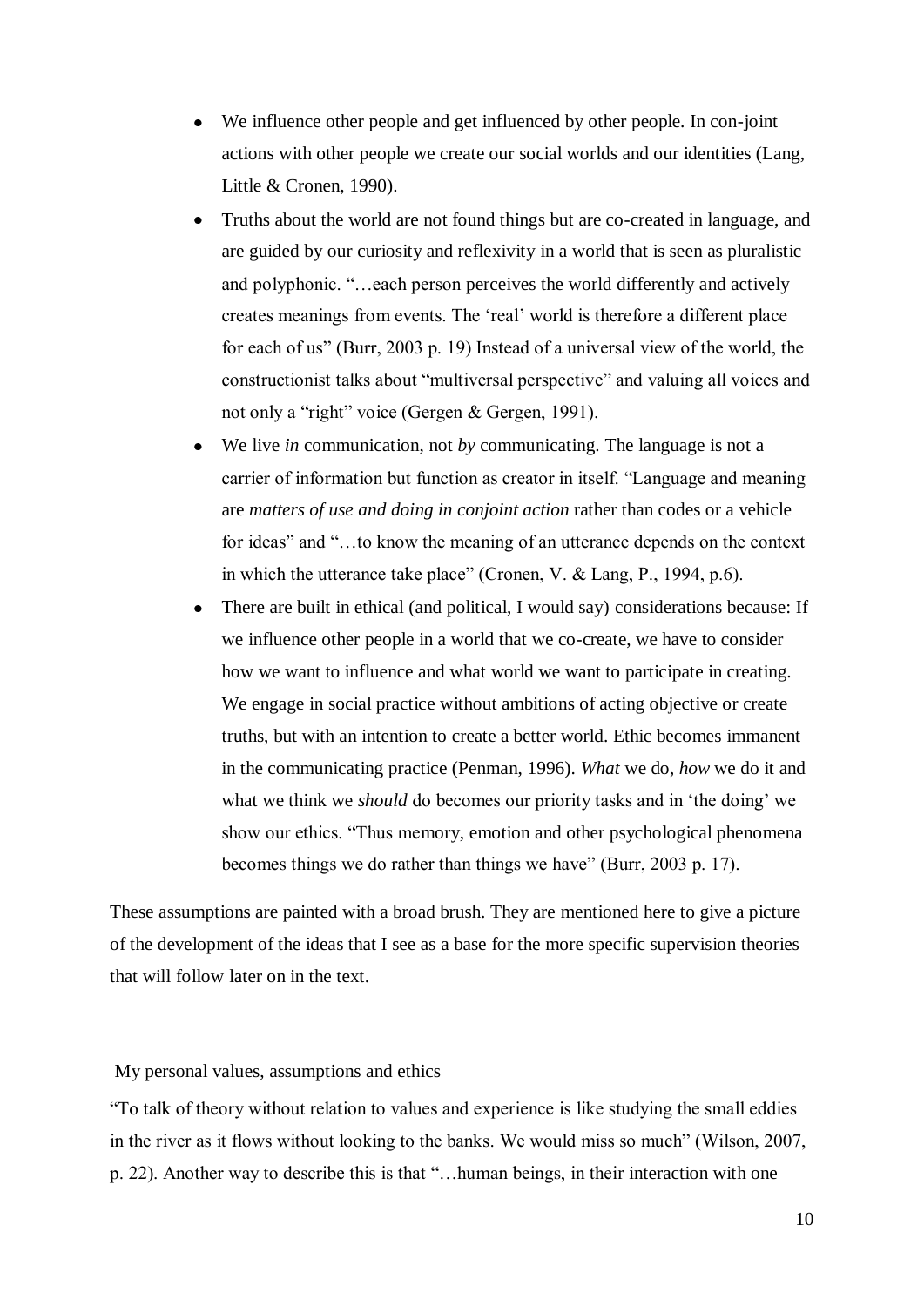- We influence other people and get influenced by other people. In con-joint actions with other people we create our social worlds and our identities (Lang, Little & Cronen, 1990).
- Truths about the world are not found things but are co-created in language, and are guided by our curiosity and reflexivity in a world that is seen as pluralistic and polyphonic. "…each person perceives the world differently and actively creates meanings from events. The 'real' world is therefore a different place for each of us" (Burr, 2003 p. 19) Instead of a universal view of the world, the constructionist talks about "multiversal perspective" and valuing all voices and not only a "right" voice (Gergen & Gergen, 1991).
- We live *in* communication, not *by* communicating. The language is not a carrier of information but function as creator in itself. "Language and meaning are *matters of use and doing in conjoint action* rather than codes or a vehicle for ideas" and "…to know the meaning of an utterance depends on the context in which the utterance take place" (Cronen, V. & Lang, P., 1994, p.6).
- There are built in ethical (and political, I would say) considerations because: If we influence other people in a world that we co-create, we have to consider how we want to influence and what world we want to participate in creating. We engage in social practice without ambitions of acting objective or create truths, but with an intention to create a better world. Ethic becomes immanent in the communicating practice (Penman, 1996). *What* we do, *how* we do it and what we think we *should* do becomes our priority tasks and in 'the doing' we show our ethics. "Thus memory, emotion and other psychological phenomena becomes things we do rather than things we have" (Burr, 2003 p. 17).

These assumptions are painted with a broad brush. They are mentioned here to give a picture of the development of the ideas that I see as a base for the more specific supervision theories that will follow later on in the text.

## My personal values, assumptions and ethics

"To talk of theory without relation to values and experience is like studying the small eddies in the river as it flows without looking to the banks. We would miss so much" (Wilson, 2007, p. 22). Another way to describe this is that "…human beings, in their interaction with one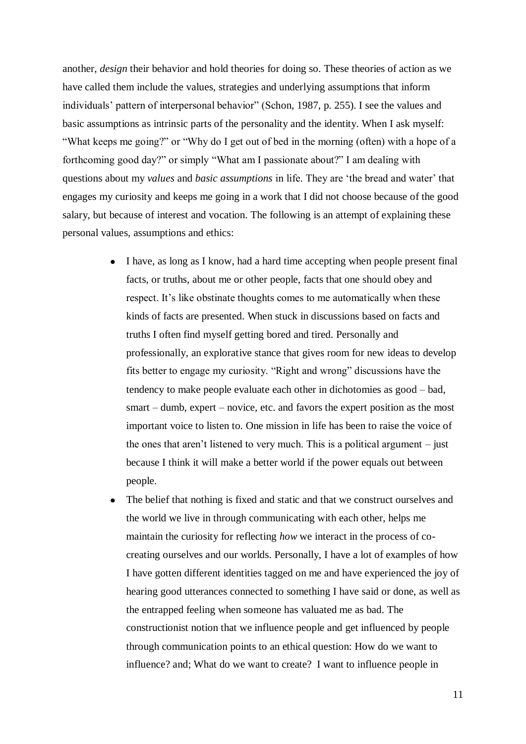another, *design* their behavior and hold theories for doing so. These theories of action as we have called them include the values, strategies and underlying assumptions that inform individuals' pattern of interpersonal behavior" (Schon, 1987, p. 255). I see the values and basic assumptions as intrinsic parts of the personality and the identity. When I ask myself: "What keeps me going?" or "Why do I get out of bed in the morning (often) with a hope of a forthcoming good day?" or simply "What am I passionate about?" I am dealing with questions about my *values* and *basic assumptions* in life. They are 'the bread and water' that engages my curiosity and keeps me going in a work that I did not choose because of the good salary, but because of interest and vocation. The following is an attempt of explaining these personal values, assumptions and ethics:

- I have, as long as I know, had a hard time accepting when people present final facts, or truths, about me or other people, facts that one should obey and respect. It's like obstinate thoughts comes to me automatically when these kinds of facts are presented. When stuck in discussions based on facts and truths I often find myself getting bored and tired. Personally and professionally, an explorative stance that gives room for new ideas to develop fits better to engage my curiosity. "Right and wrong" discussions have the tendency to make people evaluate each other in dichotomies as good – bad, smart – dumb, expert – novice, etc. and favors the expert position as the most important voice to listen to. One mission in life has been to raise the voice of the ones that aren't listened to very much. This is a political argument – just because I think it will make a better world if the power equals out between people.
- The belief that nothing is fixed and static and that we construct ourselves and the world we live in through communicating with each other, helps me maintain the curiosity for reflecting *how* we interact in the process of co-creating ourselves and our worlds. Personally, I have a lot of examples of how I have gotten different identities tagged on me and have experienced the joy of hearing good utterances connected to something I have said or done, as well as the entrapped feeling when someone has valuated me as bad. The constructionist notion that we influence people and get influenced by people through communication points to an ethical question: How do we want to influence? and; What do we want to create? I want to influence people in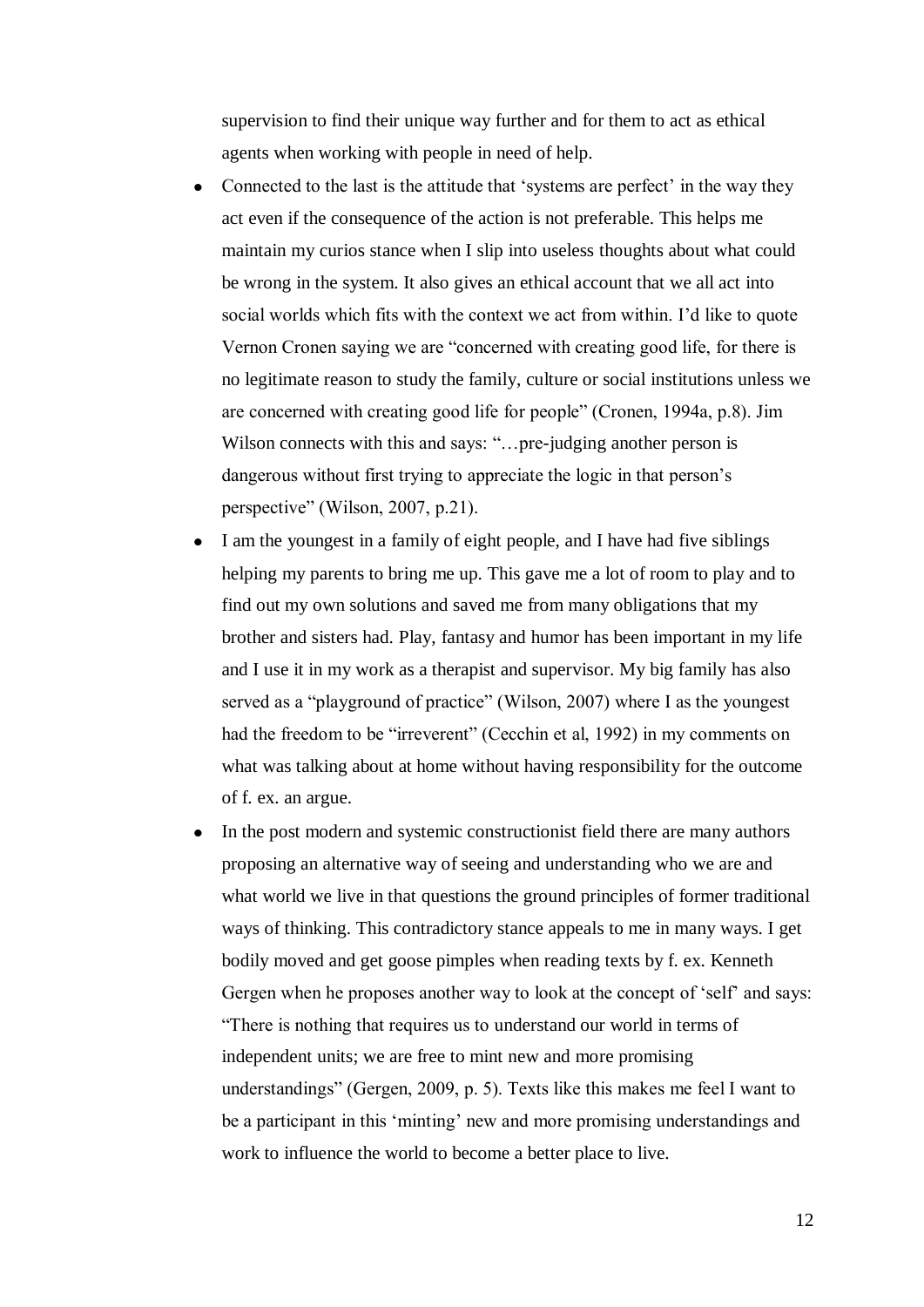supervision to find their unique way further and for them to act as ethical agents when working with people in need of help.

- Connected to the last is the attitude that 'systems are perfect' in the way they act even if the consequence of the action is not preferable. This helps me maintain my curios stance when I slip into useless thoughts about what could be wrong in the system. It also gives an ethical account that we all act into social worlds which fits with the context we act from within. I'd like to quote Vernon Cronen saying we are "concerned with creating good life, for there is no legitimate reason to study the family, culture or social institutions unless we are concerned with creating good life for people" (Cronen, 1994a, p.8). Jim Wilson connects with this and says: "…pre-judging another person is dangerous without first trying to appreciate the logic in that person's perspective" (Wilson, 2007, p.21).
- I am the youngest in a family of eight people, and I have had five siblings helping my parents to bring me up. This gave me a lot of room to play and to find out my own solutions and saved me from many obligations that my brother and sisters had. Play, fantasy and humor has been important in my life and I use it in my work as a therapist and supervisor. My big family has also served as a "playground of practice" (Wilson, 2007) where I as the youngest had the freedom to be "irreverent" (Cecchin et al, 1992) in my comments on what was talking about at home without having responsibility for the outcome of f. ex. an argue.
- In the post modern and systemic constructionist field there are many authors proposing an alternative way of seeing and understanding who we are and what world we live in that questions the ground principles of former traditional ways of thinking. This contradictory stance appeals to me in many ways. I get bodily moved and get goose pimples when reading texts by f. ex. Kenneth Gergen when he proposes another way to look at the concept of 'self' and says: "There is nothing that requires us to understand our world in terms of independent units; we are free to mint new and more promising understandings" (Gergen, 2009, p. 5). Texts like this makes me feel I want to be a participant in this 'minting' new and more promising understandings and work to influence the world to become a better place to live.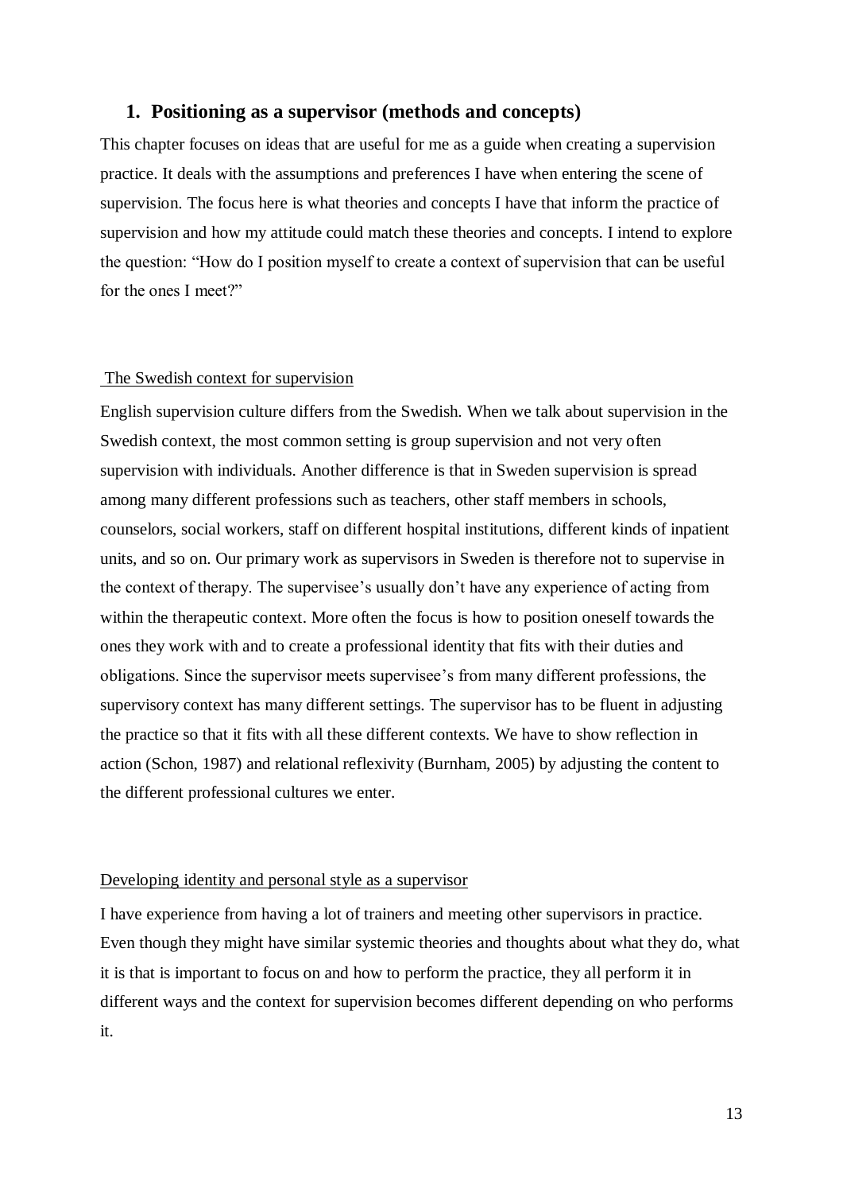## 1. Positioning as a supervisor (methods and concepts)

This chapter focuses on ideas that are useful for me as a guide when creating a supervision practice. It deals with the assumptions and preferences I have when entering the scene of supervision. The focus here is what theories and concepts I have that inform the practice of supervision and how my attitude could match these theories and concepts. I intend to explore the question: "How do I position myself to create a context of supervision that can be useful for the ones I meet?"

<u>The Swedish context for supervision</u>

English supervision culture differs from the Swedish. When we talk about supervision in the Swedish context, the most common setting is group supervision and not very often supervision with individuals. Another difference is that in Sweden supervision is spread among many different professions such as teachers, other staff members in schools, counselors, social workers, staff on different hospital institutions, different kinds of inpatient units, and so on. Our primary work as supervisors in Sweden is therefore not to supervise in the context of therapy. The supervisee's usually don't have any experience of acting from within the therapeutic context. More often the focus is how to position oneself towards the ones they work with and to create a professional identity that fits with their duties and obligations. Since the supervisor meets supervisee's from many different professions, the supervisory context has many different settings. The supervisor has to be fluent in adjusting the practice so that it fits with all these different contexts. We have to show reflection in action (Schon, 1987) and relational reflexivity (Burnham, 2005) by adjusting the content to the different professional cultures we enter.

<u>Developing identity and personal style as a supervisor</u>

I have experience from having a lot of trainers and meeting other supervisors in practice. Even though they might have similar systemic theories and thoughts about what they do, what it is that is important to focus on and how to perform the practice, they all perform it in different ways and the context for supervision becomes different depending on who performs it.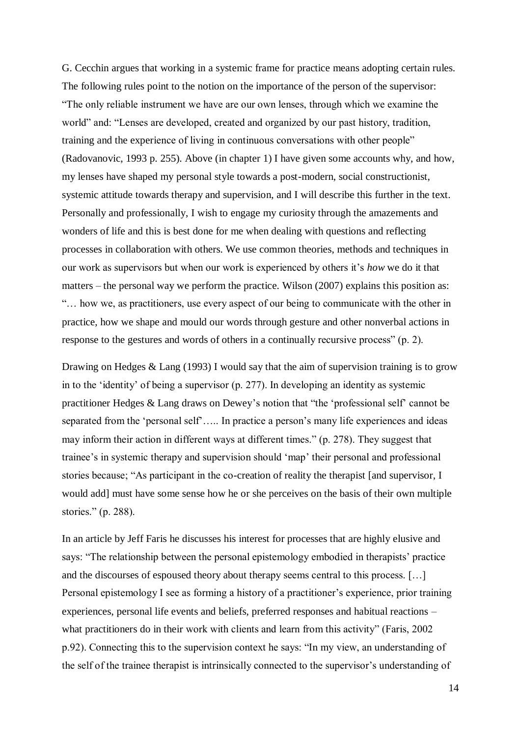G. Cecchin argues that working in a systemic frame for practice means adopting certain rules. The following rules point to the notion on the importance of the person of the supervisor: "The only reliable instrument we have are our own lenses, through which we examine the world" and: "Lenses are developed, created and organized by our past history, tradition, training and the experience of living in continuous conversations with other people" (Radovanovic, 1993 p. 255). Above (in chapter 1) I have given some accounts why, and how, my lenses have shaped my personal style towards a post-modern, social constructionist, systemic attitude towards therapy and supervision, and I will describe this further in the text. Personally and professionally, I wish to engage my curiosity through the amazements and wonders of life and this is best done for me when dealing with questions and reflecting processes in collaboration with others. We use common theories, methods and techniques in our work as supervisors but when our work is experienced by others it's *how* we do it that matters – the personal way we perform the practice. Wilson (2007) explains this position as: "… how we, as practitioners, use every aspect of our being to communicate with the other in practice, how we shape and mould our words through gesture and other nonverbal actions in response to the gestures and words of others in a continually recursive process" (p. 2).

Drawing on Hedges & Lang (1993) I would say that the aim of supervision training is to grow in to the 'identity' of being a supervisor (p. 277). In developing an identity as systemic practitioner Hedges & Lang draws on Dewey's notion that "the 'professional self' cannot be separated from the 'personal self'….. In practice a person's many life experiences and ideas may inform their action in different ways at different times." (p. 278). They suggest that trainee's in systemic therapy and supervision should 'map' their personal and professional stories because; "As participant in the co-creation of reality the therapist [and supervisor, I would add] must have some sense how he or she perceives on the basis of their own multiple stories." (p. 288).

In an article by Jeff Faris he discusses his interest for processes that are highly elusive and says: "The relationship between the personal epistemology embodied in therapists' practice and the discourses of espoused theory about therapy seems central to this process. […] Personal epistemology I see as forming a history of a practitioner's experience, prior training experiences, personal life events and beliefs, preferred responses and habitual reactions – what practitioners do in their work with clients and learn from this activity" (Faris, 2002 p.92). Connecting this to the supervision context he says: "In my view, an understanding of the self of the trainee therapist is intrinsically connected to the supervisor's understanding of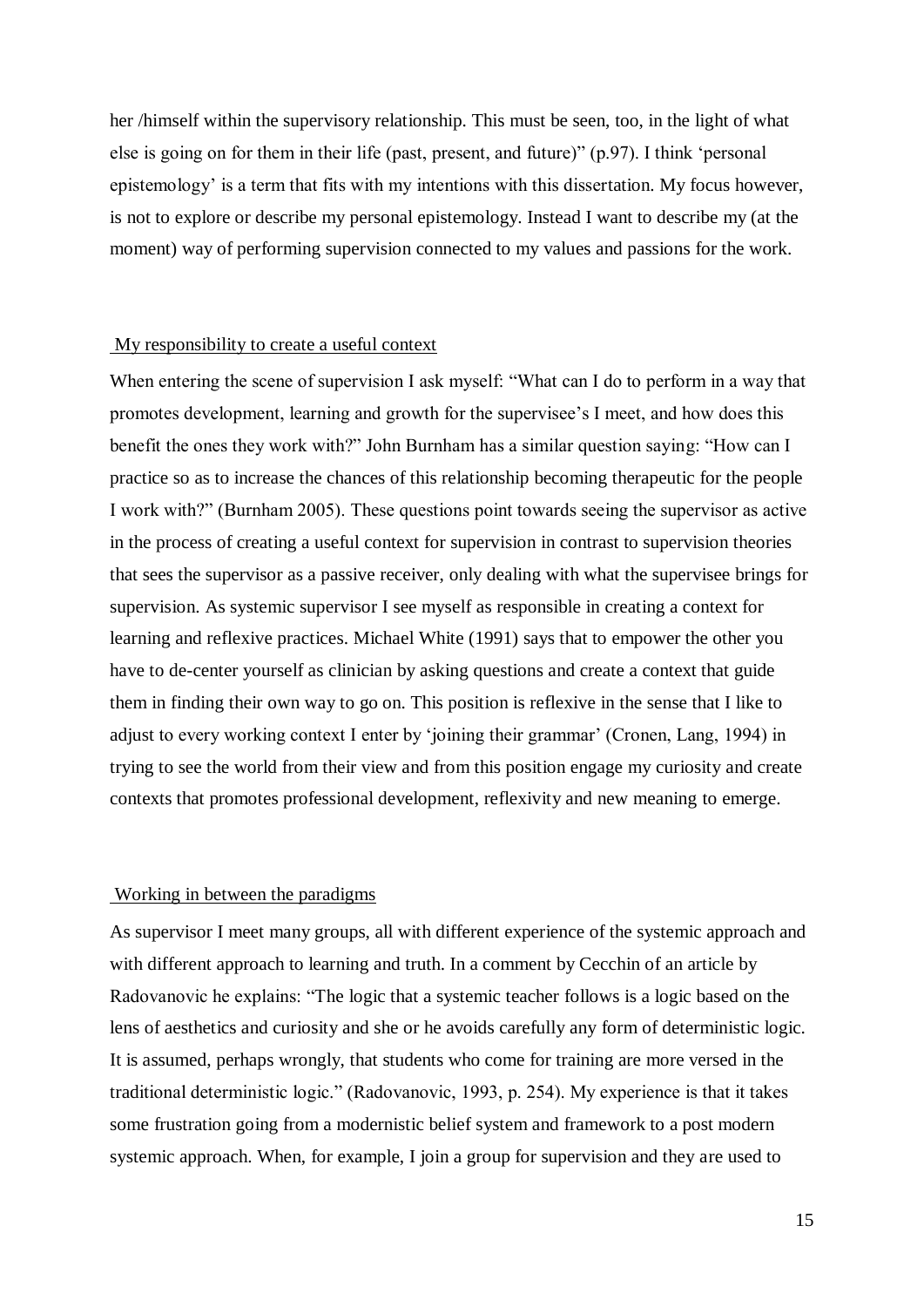her /himself within the supervisory relationship. This must be seen, too, in the light of what else is going on for them in their life (past, present, and future)" (p.97). I think 'personal epistemology' is a term that fits with my intentions with this dissertation. My focus however, is not to explore or describe my personal epistemology. Instead I want to describe my (at the moment) way of performing supervision connected to my values and passions for the work.

## My responsibility to create a useful context

When entering the scene of supervision I ask myself: "What can I do to perform in a way that promotes development, learning and growth for the supervisee's I meet, and how does this benefit the ones they work with?" John Burnham has a similar question saying: "How can I practice so as to increase the chances of this relationship becoming therapeutic for the people I work with?" (Burnham 2005). These questions point towards seeing the supervisor as active in the process of creating a useful context for supervision in contrast to supervision theories that sees the supervisor as a passive receiver, only dealing with what the supervisee brings for supervision. As systemic supervisor I see myself as responsible in creating a context for learning and reflexive practices. Michael White (1991) says that to empower the other you have to de-center yourself as clinician by asking questions and create a context that guide them in finding their own way to go on. This position is reflexive in the sense that I like to adjust to every working context I enter by 'joining their grammar' (Cronen, Lang, 1994) in trying to see the world from their view and from this position engage my curiosity and create contexts that promotes professional development, reflexivity and new meaning to emerge.

## Working in between the paradigms

As supervisor I meet many groups, all with different experience of the systemic approach and with different approach to learning and truth. In a comment by Cecchin of an article by Radovanovic he explains: "The logic that a systemic teacher follows is a logic based on the lens of aesthetics and curiosity and she or he avoids carefully any form of deterministic logic. It is assumed, perhaps wrongly, that students who come for training are more versed in the traditional deterministic logic." (Radovanovic, 1993, p. 254). My experience is that it takes some frustration going from a modernistic belief system and framework to a post modern systemic approach. When, for example, I join a group for supervision and they are used to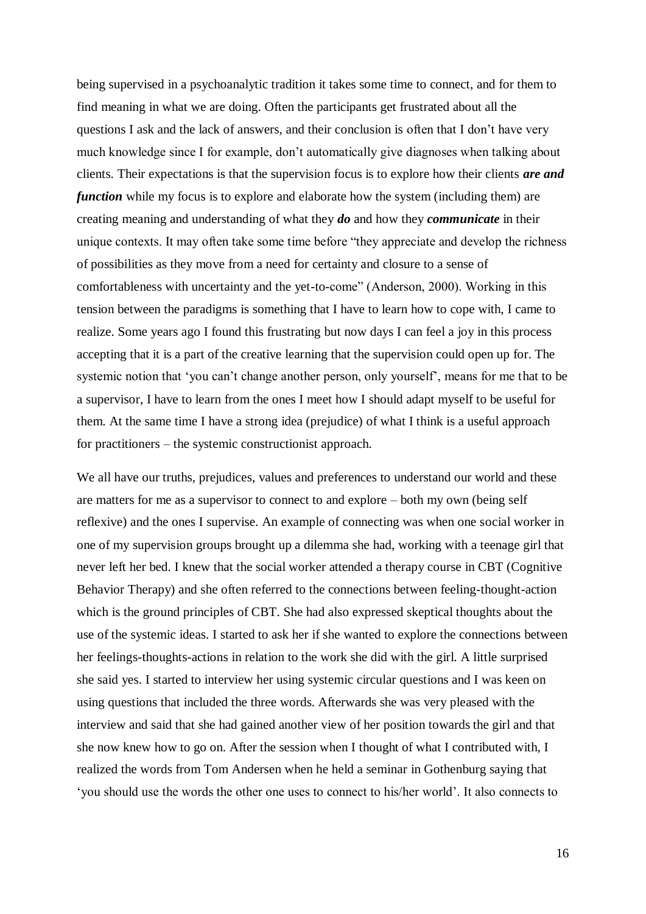being supervised in a psychoanalytic tradition it takes some time to connect, and for them to find meaning in what we are doing. Often the participants get frustrated about all the questions I ask and the lack of answers, and their conclusion is often that I don't have very much knowledge since I for example, don't automatically give diagnoses when talking about clients. Their expectations is that the supervision focus is to explore how their clients ***are and function*** while my focus is to explore and elaborate how the system (including them) are creating meaning and understanding of what they ***do*** and how they ***communicate*** in their unique contexts. It may often take some time before "they appreciate and develop the richness of possibilities as they move from a need for certainty and closure to a sense of comfortableness with uncertainty and the yet-to-come" (Anderson, 2000). Working in this tension between the paradigms is something that I have to learn how to cope with, I came to realize. Some years ago I found this frustrating but now days I can feel a joy in this process accepting that it is a part of the creative learning that the supervision could open up for. The systemic notion that 'you can't change another person, only yourself', means for me that to be a supervisor, I have to learn from the ones I meet how I should adapt myself to be useful for them. At the same time I have a strong idea (prejudice) of what I think is a useful approach for practitioners – the systemic constructionist approach.

We all have our truths, prejudices, values and preferences to understand our world and these are matters for me as a supervisor to connect to and explore – both my own (being self reflexive) and the ones I supervise. An example of connecting was when one social worker in one of my supervision groups brought up a dilemma she had, working with a teenage girl that never left her bed. I knew that the social worker attended a therapy course in CBT (Cognitive Behavior Therapy) and she often referred to the connections between feeling-thought-action which is the ground principles of CBT. She had also expressed skeptical thoughts about the use of the systemic ideas. I started to ask her if she wanted to explore the connections between her feelings-thoughts-actions in relation to the work she did with the girl. A little surprised she said yes. I started to interview her using systemic circular questions and I was keen on using questions that included the three words. Afterwards she was very pleased with the interview and said that she had gained another view of her position towards the girl and that she now knew how to go on. After the session when I thought of what I contributed with, I realized the words from Tom Andersen when he held a seminar in Gothenburg saying that 'you should use the words the other one uses to connect to his/her world'. It also connects to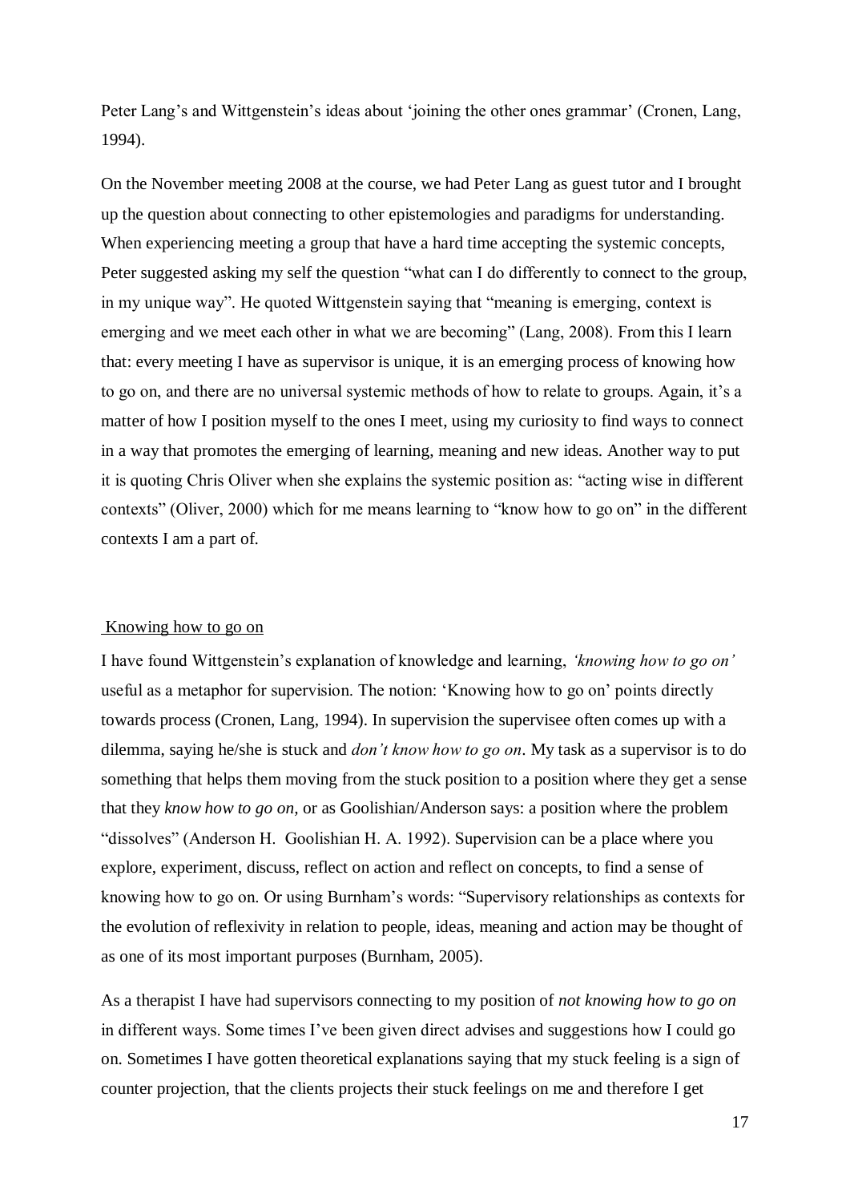Peter Lang's and Wittgenstein's ideas about 'joining the other ones grammar' (Cronen, Lang, 1994).

On the November meeting 2008 at the course, we had Peter Lang as guest tutor and I brought up the question about connecting to other epistemologies and paradigms for understanding. When experiencing meeting a group that have a hard time accepting the systemic concepts, Peter suggested asking my self the question "what can I do differently to connect to the group, in my unique way". He quoted Wittgenstein saying that "meaning is emerging, context is emerging and we meet each other in what we are becoming" (Lang, 2008). From this I learn that: every meeting I have as supervisor is unique, it is an emerging process of knowing how to go on, and there are no universal systemic methods of how to relate to groups. Again, it's a matter of how I position myself to the ones I meet, using my curiosity to find ways to connect in a way that promotes the emerging of learning, meaning and new ideas. Another way to put it is quoting Chris Oliver when she explains the systemic position as: "acting wise in different contexts" (Oliver, 2000) which for me means learning to "know how to go on" in the different contexts I am a part of.

## Knowing how to go on

I have found Wittgenstein's explanation of knowledge and learning, *'knowing how to go on'* useful as a metaphor for supervision. The notion: 'Knowing how to go on' points directly towards process (Cronen, Lang, 1994). In supervision the supervisee often comes up with a dilemma, saying he/she is stuck and *don't know how to go on*. My task as a supervisor is to do something that helps them moving from the stuck position to a position where they get a sense that they *know how to go on,* or as Goolishian/Anderson says: a position where the problem "dissolves" (Anderson H. Goolishian H. A. 1992). Supervision can be a place where you explore, experiment, discuss, reflect on action and reflect on concepts, to find a sense of knowing how to go on. Or using Burnham's words: "Supervisory relationships as contexts for the evolution of reflexivity in relation to people, ideas, meaning and action may be thought of as one of its most important purposes (Burnham, 2005).

As a therapist I have had supervisors connecting to my position of *not knowing how to go on* in different ways. Some times I've been given direct advises and suggestions how I could go on. Sometimes I have gotten theoretical explanations saying that my stuck feeling is a sign of counter projection, that the clients projects their stuck feelings on me and therefore I get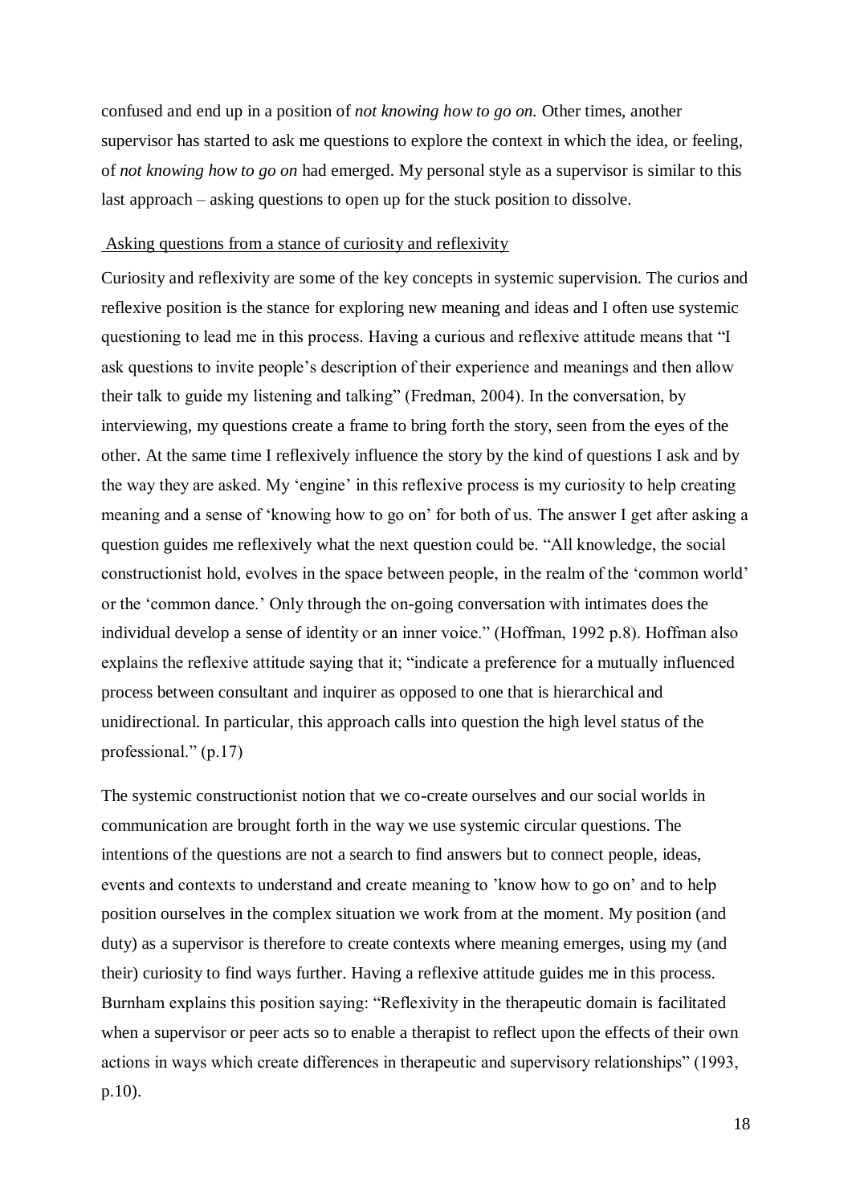confused and end up in a position of *not knowing how to go on.* Other times, another supervisor has started to ask me questions to explore the context in which the idea, or feeling, of *not knowing how to go on* had emerged. My personal style as a supervisor is similar to this last approach – asking questions to open up for the stuck position to dissolve.

## Asking questions from a stance of curiosity and reflexivity

Curiosity and reflexivity are some of the key concepts in systemic supervision. The curios and reflexive position is the stance for exploring new meaning and ideas and I often use systemic questioning to lead me in this process. Having a curious and reflexive attitude means that "I ask questions to invite people's description of their experience and meanings and then allow their talk to guide my listening and talking" (Fredman, 2004). In the conversation, by interviewing, my questions create a frame to bring forth the story, seen from the eyes of the other. At the same time I reflexively influence the story by the kind of questions I ask and by the way they are asked. My 'engine' in this reflexive process is my curiosity to help creating meaning and a sense of 'knowing how to go on' for both of us. The answer I get after asking a question guides me reflexively what the next question could be. "All knowledge, the social constructionist hold, evolves in the space between people, in the realm of the 'common world' or the 'common dance.' Only through the on-going conversation with intimates does the individual develop a sense of identity or an inner voice." (Hoffman, 1992 p.8). Hoffman also explains the reflexive attitude saying that it; "indicate a preference for a mutually influenced process between consultant and inquirer as opposed to one that is hierarchical and unidirectional. In particular, this approach calls into question the high level status of the professional." (p.17)

The systemic constructionist notion that we co-create ourselves and our social worlds in communication are brought forth in the way we use systemic circular questions. The intentions of the questions are not a search to find answers but to connect people, ideas, events and contexts to understand and create meaning to 'know how to go on' and to help position ourselves in the complex situation we work from at the moment. My position (and duty) as a supervisor is therefore to create contexts where meaning emerges, using my (and their) curiosity to find ways further. Having a reflexive attitude guides me in this process. Burnham explains this position saying: "Reflexivity in the therapeutic domain is facilitated when a supervisor or peer acts so to enable a therapist to reflect upon the effects of their own actions in ways which create differences in therapeutic and supervisory relationships" (1993, p.10).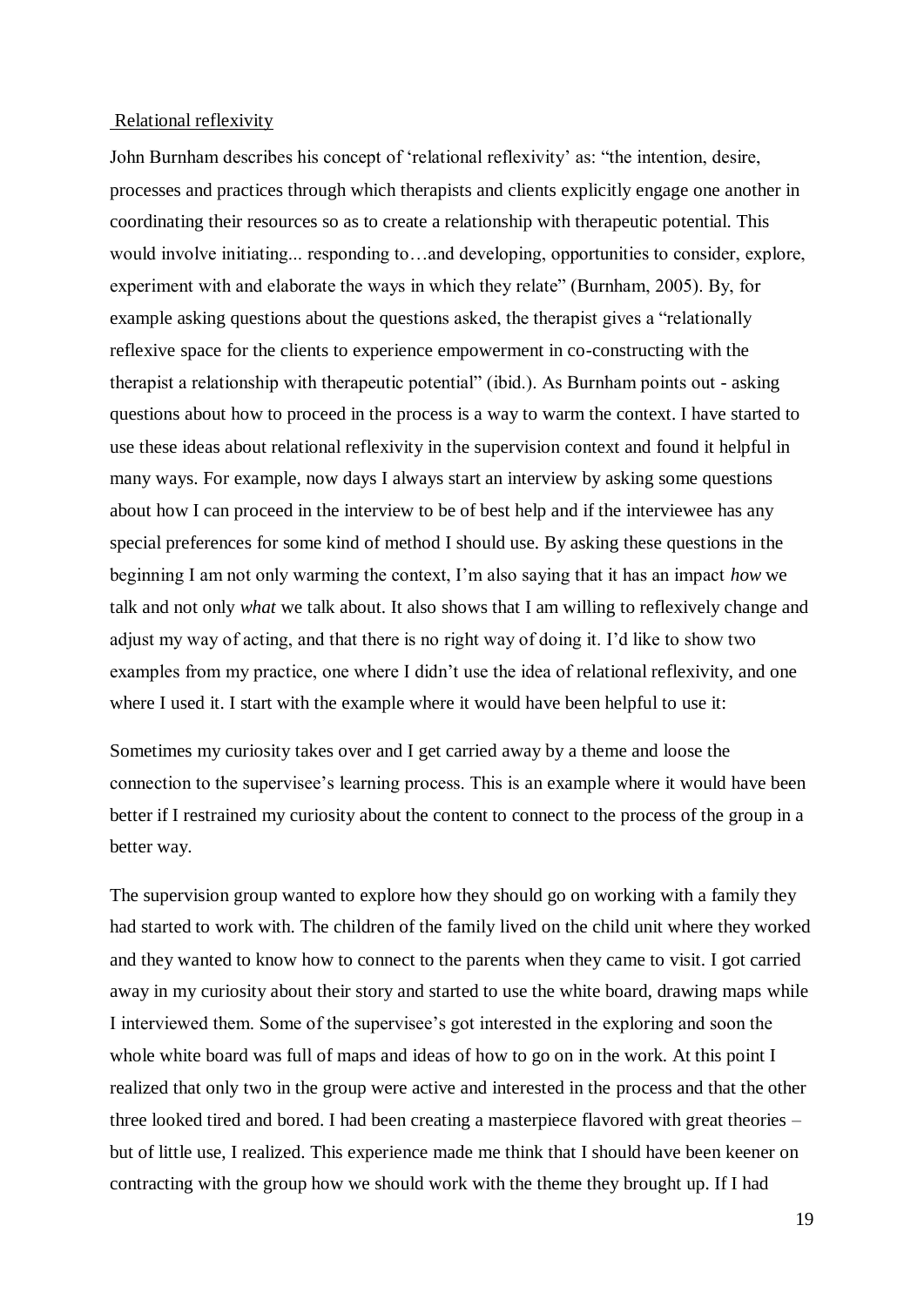## Relational reflexivity

John Burnham describes his concept of 'relational reflexivity' as: "the intention, desire, processes and practices through which therapists and clients explicitly engage one another in coordinating their resources so as to create a relationship with therapeutic potential. This would involve initiating... responding to…and developing, opportunities to consider, explore, experiment with and elaborate the ways in which they relate" (Burnham, 2005). By, for example asking questions about the questions asked, the therapist gives a "relationally reflexive space for the clients to experience empowerment in co-constructing with the therapist a relationship with therapeutic potential" (ibid.). As Burnham points out - asking questions about how to proceed in the process is a way to warm the context. I have started to use these ideas about relational reflexivity in the supervision context and found it helpful in many ways. For example, now days I always start an interview by asking some questions about how I can proceed in the interview to be of best help and if the interviewee has any special preferences for some kind of method I should use. By asking these questions in the beginning I am not only warming the context, I'm also saying that it has an impact *how* we talk and not only *what* we talk about. It also shows that I am willing to reflexively change and adjust my way of acting, and that there is no right way of doing it. I'd like to show two examples from my practice, one where I didn't use the idea of relational reflexivity, and one where I used it. I start with the example where it would have been helpful to use it:

Sometimes my curiosity takes over and I get carried away by a theme and loose the connection to the supervisee's learning process. This is an example where it would have been better if I restrained my curiosity about the content to connect to the process of the group in a better way.

The supervision group wanted to explore how they should go on working with a family they had started to work with. The children of the family lived on the child unit where they worked and they wanted to know how to connect to the parents when they came to visit. I got carried away in my curiosity about their story and started to use the white board, drawing maps while I interviewed them. Some of the supervisee's got interested in the exploring and soon the whole white board was full of maps and ideas of how to go on in the work. At this point I realized that only two in the group were active and interested in the process and that the other three looked tired and bored. I had been creating a masterpiece flavored with great theories – but of little use, I realized. This experience made me think that I should have been keener on contracting with the group how we should work with the theme they brought up. If I had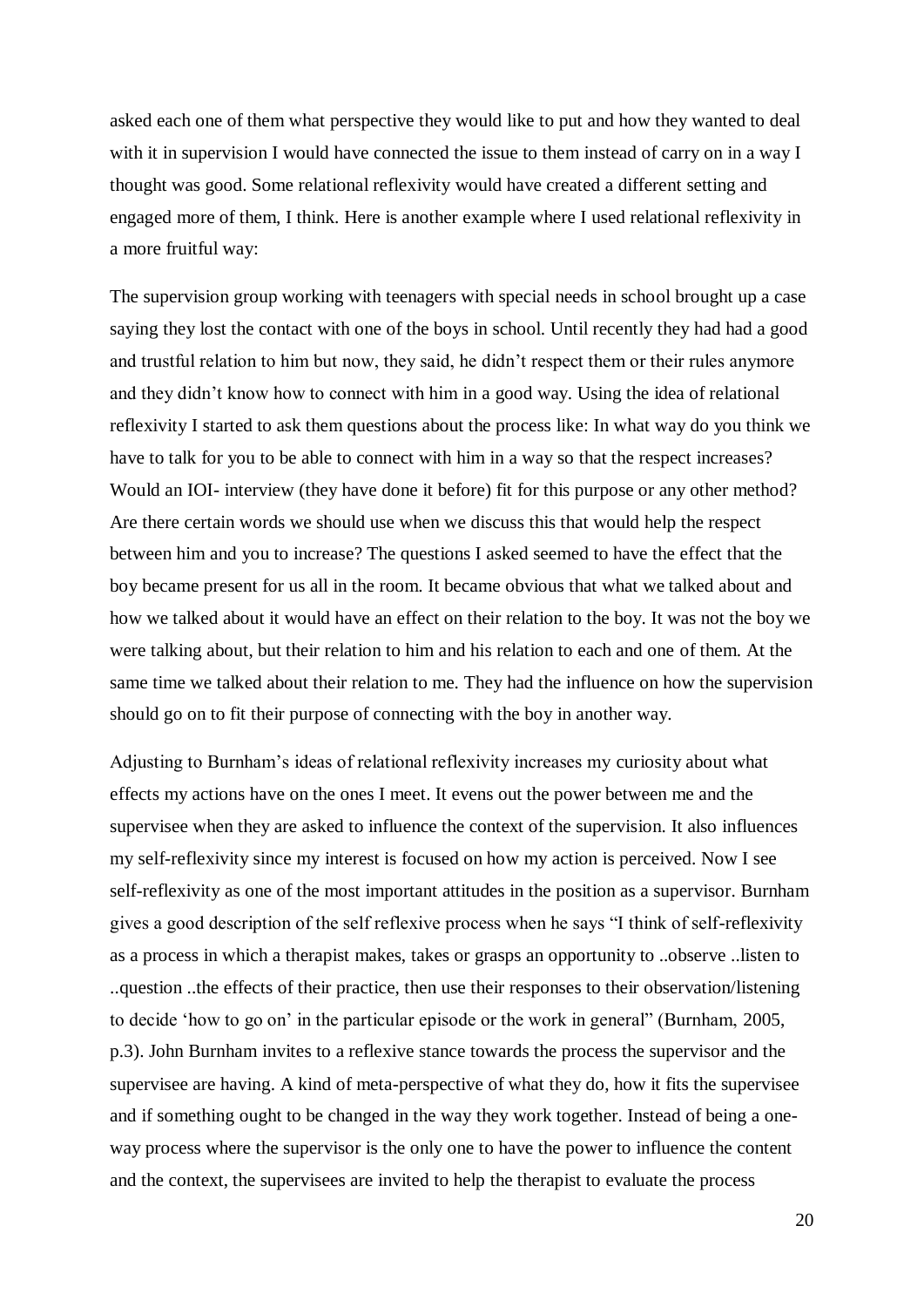asked each one of them what perspective they would like to put and how they wanted to deal with it in supervision I would have connected the issue to them instead of carry on in a way I thought was good. Some relational reflexivity would have created a different setting and engaged more of them, I think. Here is another example where I used relational reflexivity in a more fruitful way:

The supervision group working with teenagers with special needs in school brought up a case saying they lost the contact with one of the boys in school. Until recently they had had a good and trustful relation to him but now, they said, he didn't respect them or their rules anymore and they didn't know how to connect with him in a good way. Using the idea of relational reflexivity I started to ask them questions about the process like: In what way do you think we have to talk for you to be able to connect with him in a way so that the respect increases? Would an IOI- interview (they have done it before) fit for this purpose or any other method? Are there certain words we should use when we discuss this that would help the respect between him and you to increase? The questions I asked seemed to have the effect that the boy became present for us all in the room. It became obvious that what we talked about and how we talked about it would have an effect on their relation to the boy. It was not the boy we were talking about, but their relation to him and his relation to each and one of them. At the same time we talked about their relation to me. They had the influence on how the supervision should go on to fit their purpose of connecting with the boy in another way.

Adjusting to Burnham's ideas of relational reflexivity increases my curiosity about what effects my actions have on the ones I meet. It evens out the power between me and the supervisee when they are asked to influence the context of the supervision. It also influences my self-reflexivity since my interest is focused on how my action is perceived. Now I see self-reflexivity as one of the most important attitudes in the position as a supervisor. Burnham gives a good description of the self reflexive process when he says "I think of self-reflexivity as a process in which a therapist makes, takes or grasps an opportunity to ..observe ..listen to ..question ..the effects of their practice, then use their responses to their observation/listening to decide 'how to go on' in the particular episode or the work in general" (Burnham, 2005, p.3). John Burnham invites to a reflexive stance towards the process the supervisor and the supervisee are having. A kind of meta-perspective of what they do, how it fits the supervisee and if something ought to be changed in the way they work together. Instead of being a one-way process where the supervisor is the only one to have the power to influence the content and the context, the supervisees are invited to help the therapist to evaluate the process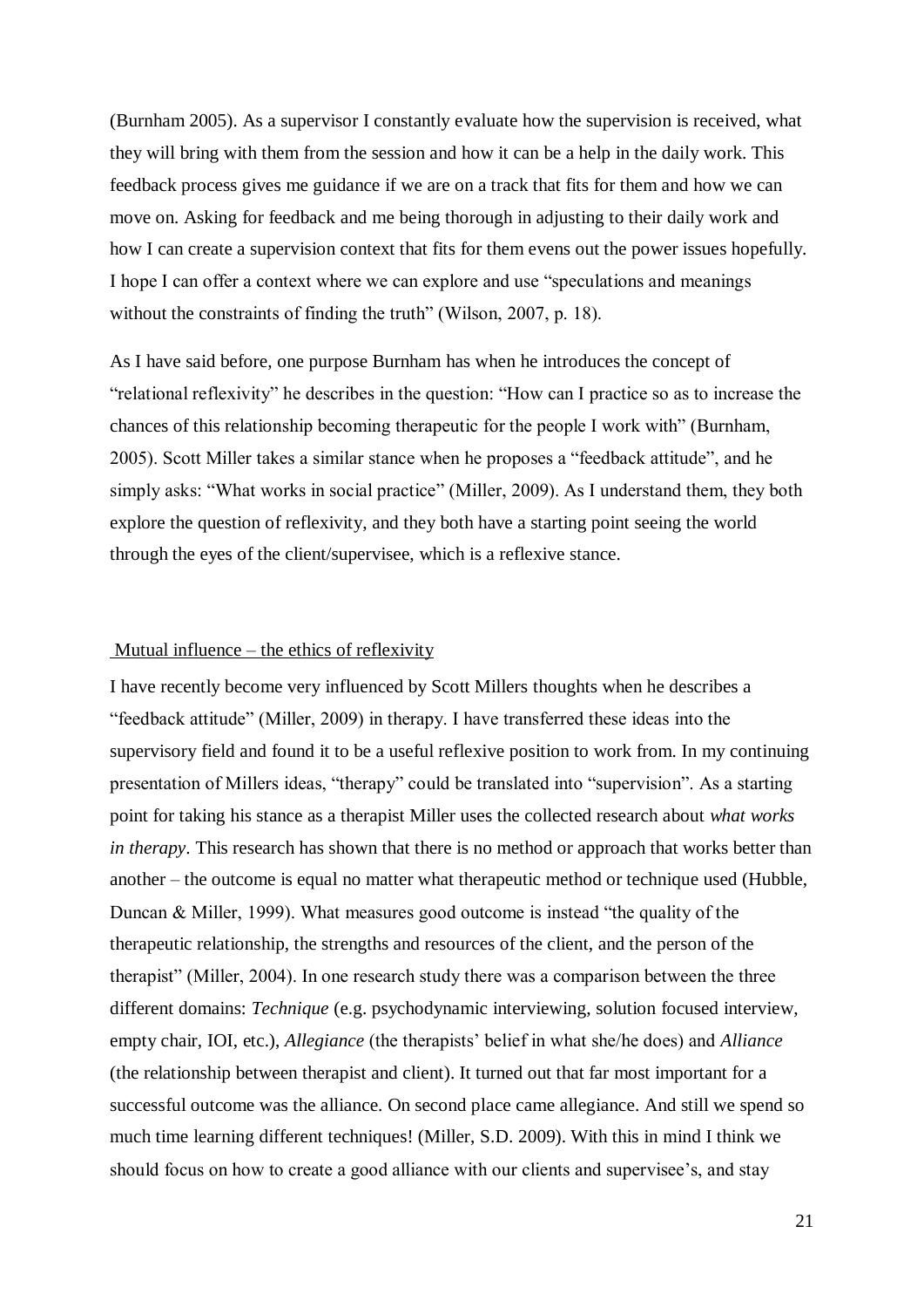(Burnham 2005). As a supervisor I constantly evaluate how the supervision is received, what they will bring with them from the session and how it can be a help in the daily work. This feedback process gives me guidance if we are on a track that fits for them and how we can move on. Asking for feedback and me being thorough in adjusting to their daily work and how I can create a supervision context that fits for them evens out the power issues hopefully. I hope I can offer a context where we can explore and use "speculations and meanings without the constraints of finding the truth" (Wilson, 2007, p. 18).

As I have said before, one purpose Burnham has when he introduces the concept of "relational reflexivity" he describes in the question: "How can I practice so as to increase the chances of this relationship becoming therapeutic for the people I work with" (Burnham, 2005). Scott Miller takes a similar stance when he proposes a "feedback attitude", and he simply asks: "What works in social practice" (Miller, 2009). As I understand them, they both explore the question of reflexivity, and they both have a starting point seeing the world through the eyes of the client/supervisee, which is a reflexive stance.

### Mutual influence – the ethics of reflexivity

I have recently become very influenced by Scott Millers thoughts when he describes a "feedback attitude" (Miller, 2009) in therapy. I have transferred these ideas into the supervisory field and found it to be a useful reflexive position to work from. In my continuing presentation of Millers ideas, "therapy" could be translated into "supervision". As a starting point for taking his stance as a therapist Miller uses the collected research about *what works in therapy*. This research has shown that there is no method or approach that works better than another – the outcome is equal no matter what therapeutic method or technique used (Hubble, Duncan & Miller, 1999). What measures good outcome is instead "the quality of the therapeutic relationship, the strengths and resources of the client, and the person of the therapist" (Miller, 2004). In one research study there was a comparison between the three different domains: *Technique* (e.g. psychodynamic interviewing, solution focused interview, empty chair, IOI, etc.), *Allegiance* (the therapists' belief in what she/he does) and *Alliance* (the relationship between therapist and client). It turned out that far most important for a successful outcome was the alliance. On second place came allegiance. And still we spend so much time learning different techniques! (Miller, S.D. 2009). With this in mind I think we should focus on how to create a good alliance with our clients and supervisee's, and stay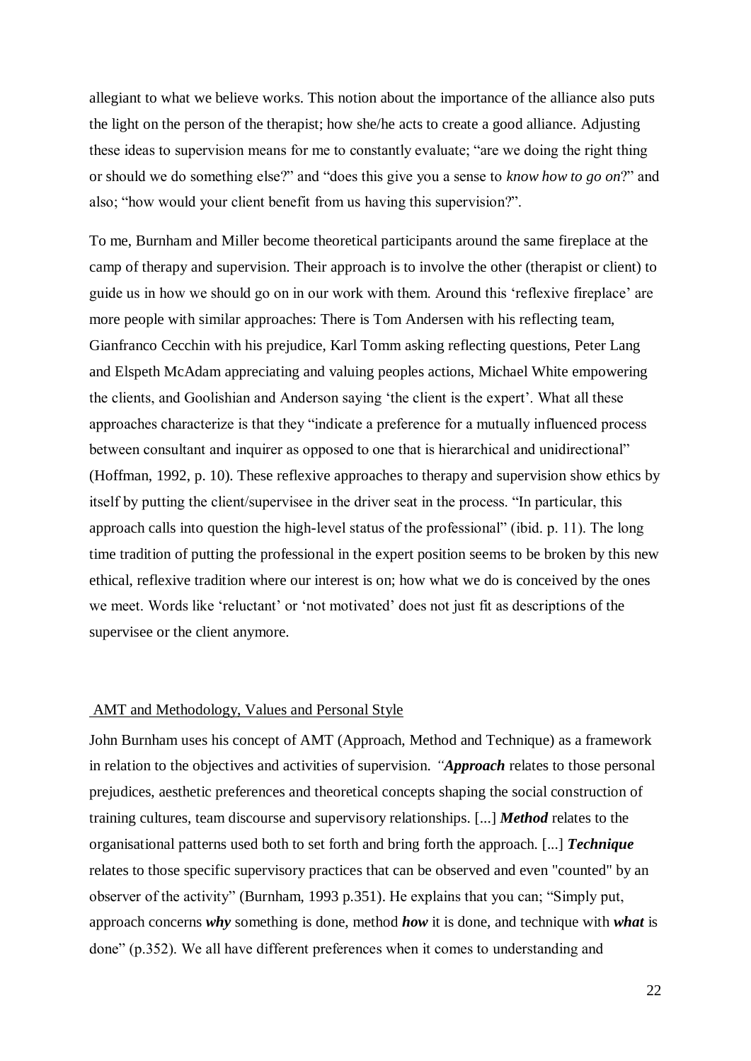allegiant to what we believe works. This notion about the importance of the alliance also puts the light on the person of the therapist; how she/he acts to create a good alliance. Adjusting these ideas to supervision means for me to constantly evaluate; "are we doing the right thing or should we do something else?" and "does this give you a sense to *know how to go on*?" and also; "how would your client benefit from us having this supervision?".

To me, Burnham and Miller become theoretical participants around the same fireplace at the camp of therapy and supervision. Their approach is to involve the other (therapist or client) to guide us in how we should go on in our work with them. Around this 'reflexive fireplace' are more people with similar approaches: There is Tom Andersen with his reflecting team, Gianfranco Cecchin with his prejudice, Karl Tomm asking reflecting questions, Peter Lang and Elspeth McAdam appreciating and valuing peoples actions, Michael White empowering the clients, and Goolishian and Anderson saying 'the client is the expert'. What all these approaches characterize is that they "indicate a preference for a mutually influenced process between consultant and inquirer as opposed to one that is hierarchical and unidirectional" (Hoffman, 1992, p. 10). These reflexive approaches to therapy and supervision show ethics by itself by putting the client/supervisee in the driver seat in the process. "In particular, this approach calls into question the high-level status of the professional" (ibid. p. 11). The long time tradition of putting the professional in the expert position seems to be broken by this new ethical, reflexive tradition where our interest is on; how what we do is conceived by the ones we meet. Words like 'reluctant' or 'not motivated' does not just fit as descriptions of the supervisee or the client anymore.

## AMT and Methodology, Values and Personal Style

John Burnham uses his concept of AMT (Approach, Method and Technique) as a framework in relation to the objectives and activities of supervision. *"**Approach*** relates to those personal prejudices, aesthetic preferences and theoretical concepts shaping the social construction of training cultures, team discourse and supervisory relationships. [...] ***Method*** relates to the organisational patterns used both to set forth and bring forth the approach. [...] ***Technique*** relates to those specific supervisory practices that can be observed and even "counted" by an observer of the activity" (Burnham, 1993 p.351). He explains that you can; "Simply put, approach concerns ***why*** something is done, method ***how*** it is done, and technique with ***what*** is done" (p.352). We all have different preferences when it comes to understanding and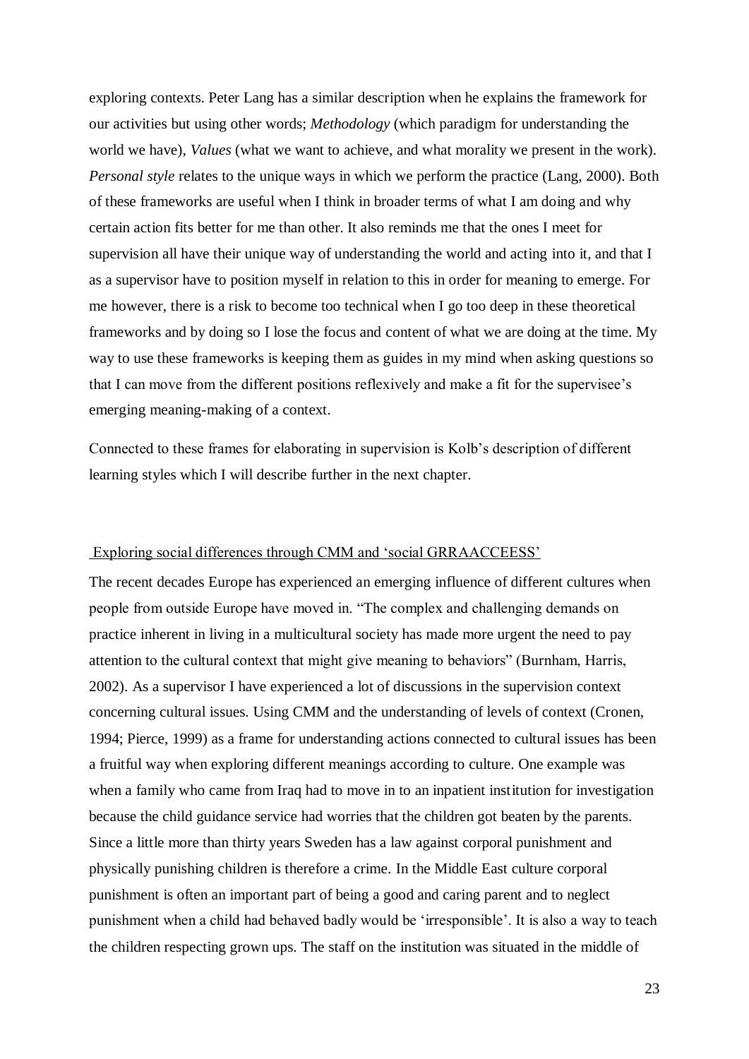exploring contexts. Peter Lang has a similar description when he explains the framework for our activities but using other words; *Methodology* (which paradigm for understanding the world we have), *Values* (what we want to achieve, and what morality we present in the work). *Personal style* relates to the unique ways in which we perform the practice (Lang, 2000). Both of these frameworks are useful when I think in broader terms of what I am doing and why certain action fits better for me than other. It also reminds me that the ones I meet for supervision all have their unique way of understanding the world and acting into it, and that I as a supervisor have to position myself in relation to this in order for meaning to emerge. For me however, there is a risk to become too technical when I go too deep in these theoretical frameworks and by doing so I lose the focus and content of what we are doing at the time. My way to use these frameworks is keeping them as guides in my mind when asking questions so that I can move from the different positions reflexively and make a fit for the supervisee's emerging meaning-making of a context.

Connected to these frames for elaborating in supervision is Kolb's description of different learning styles which I will describe further in the next chapter.

## Exploring social differences through CMM and 'social GRRAACCEESS'

The recent decades Europe has experienced an emerging influence of different cultures when people from outside Europe have moved in. "The complex and challenging demands on practice inherent in living in a multicultural society has made more urgent the need to pay attention to the cultural context that might give meaning to behaviors" (Burnham, Harris, 2002). As a supervisor I have experienced a lot of discussions in the supervision context concerning cultural issues. Using CMM and the understanding of levels of context (Cronen, 1994; Pierce, 1999) as a frame for understanding actions connected to cultural issues has been a fruitful way when exploring different meanings according to culture. One example was when a family who came from Iraq had to move in to an inpatient institution for investigation because the child guidance service had worries that the children got beaten by the parents. Since a little more than thirty years Sweden has a law against corporal punishment and physically punishing children is therefore a crime. In the Middle East culture corporal punishment is often an important part of being a good and caring parent and to neglect punishment when a child had behaved badly would be 'irresponsible'. It is also a way to teach the children respecting grown ups. The staff on the institution was situated in the middle of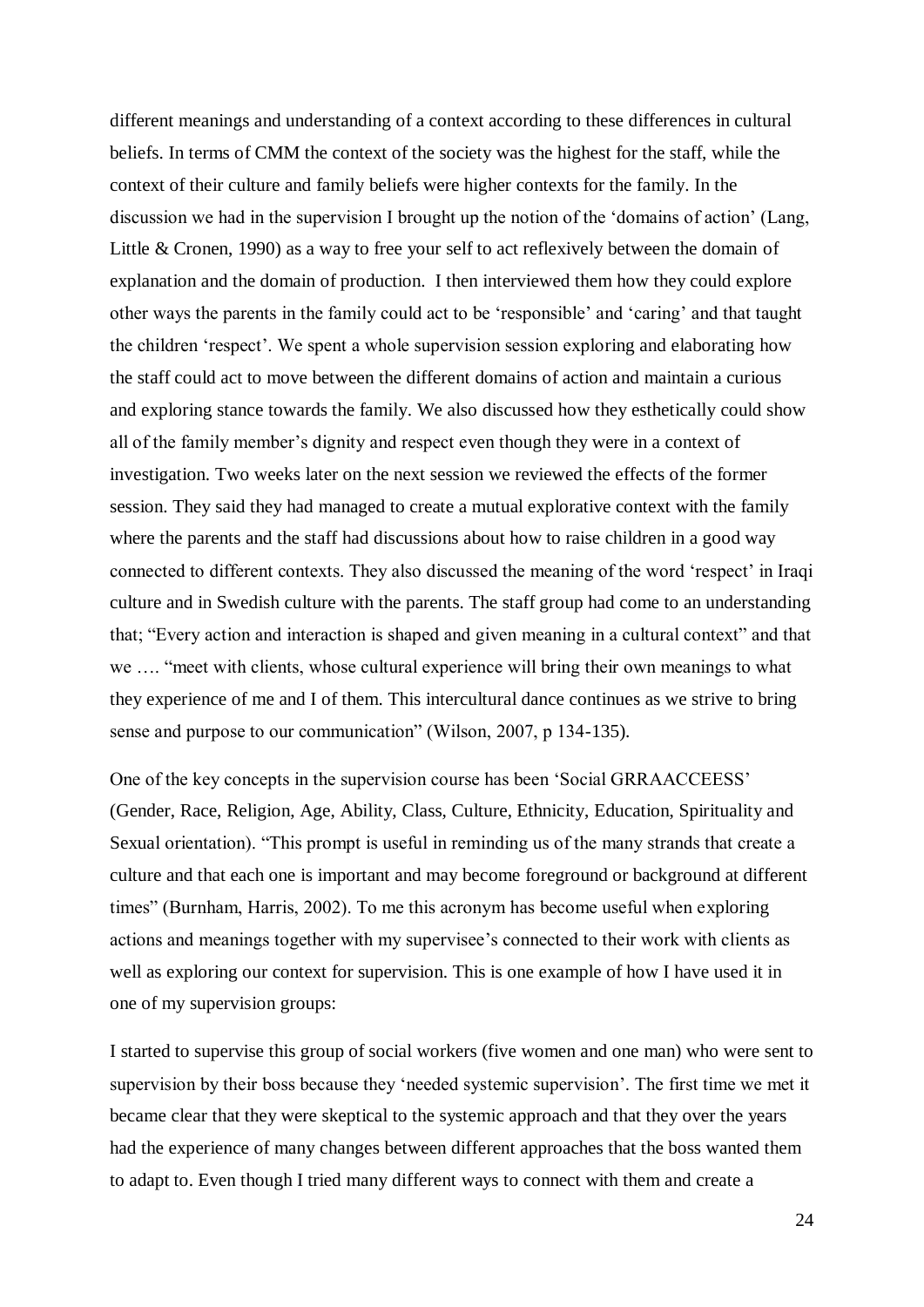different meanings and understanding of a context according to these differences in cultural beliefs. In terms of CMM the context of the society was the highest for the staff, while the context of their culture and family beliefs were higher contexts for the family. In the discussion we had in the supervision I brought up the notion of the 'domains of action' (Lang, Little & Cronen, 1990) as a way to free your self to act reflexively between the domain of explanation and the domain of production. I then interviewed them how they could explore other ways the parents in the family could act to be 'responsible' and 'caring' and that taught the children 'respect'. We spent a whole supervision session exploring and elaborating how the staff could act to move between the different domains of action and maintain a curious and exploring stance towards the family. We also discussed how they esthetically could show all of the family member's dignity and respect even though they were in a context of investigation. Two weeks later on the next session we reviewed the effects of the former session. They said they had managed to create a mutual explorative context with the family where the parents and the staff had discussions about how to raise children in a good way connected to different contexts. They also discussed the meaning of the word 'respect' in Iraqi culture and in Swedish culture with the parents. The staff group had come to an understanding that; "Every action and interaction is shaped and given meaning in a cultural context" and that we …. "meet with clients, whose cultural experience will bring their own meanings to what they experience of me and I of them. This intercultural dance continues as we strive to bring sense and purpose to our communication" (Wilson, 2007, p 134-135).

One of the key concepts in the supervision course has been 'Social GRRAACCEESS' (Gender, Race, Religion, Age, Ability, Class, Culture, Ethnicity, Education, Spirituality and Sexual orientation). "This prompt is useful in reminding us of the many strands that create a culture and that each one is important and may become foreground or background at different times" (Burnham, Harris, 2002). To me this acronym has become useful when exploring actions and meanings together with my supervisee's connected to their work with clients as well as exploring our context for supervision. This is one example of how I have used it in one of my supervision groups:

I started to supervise this group of social workers (five women and one man) who were sent to supervision by their boss because they 'needed systemic supervision'. The first time we met it became clear that they were skeptical to the systemic approach and that they over the years had the experience of many changes between different approaches that the boss wanted them to adapt to. Even though I tried many different ways to connect with them and create a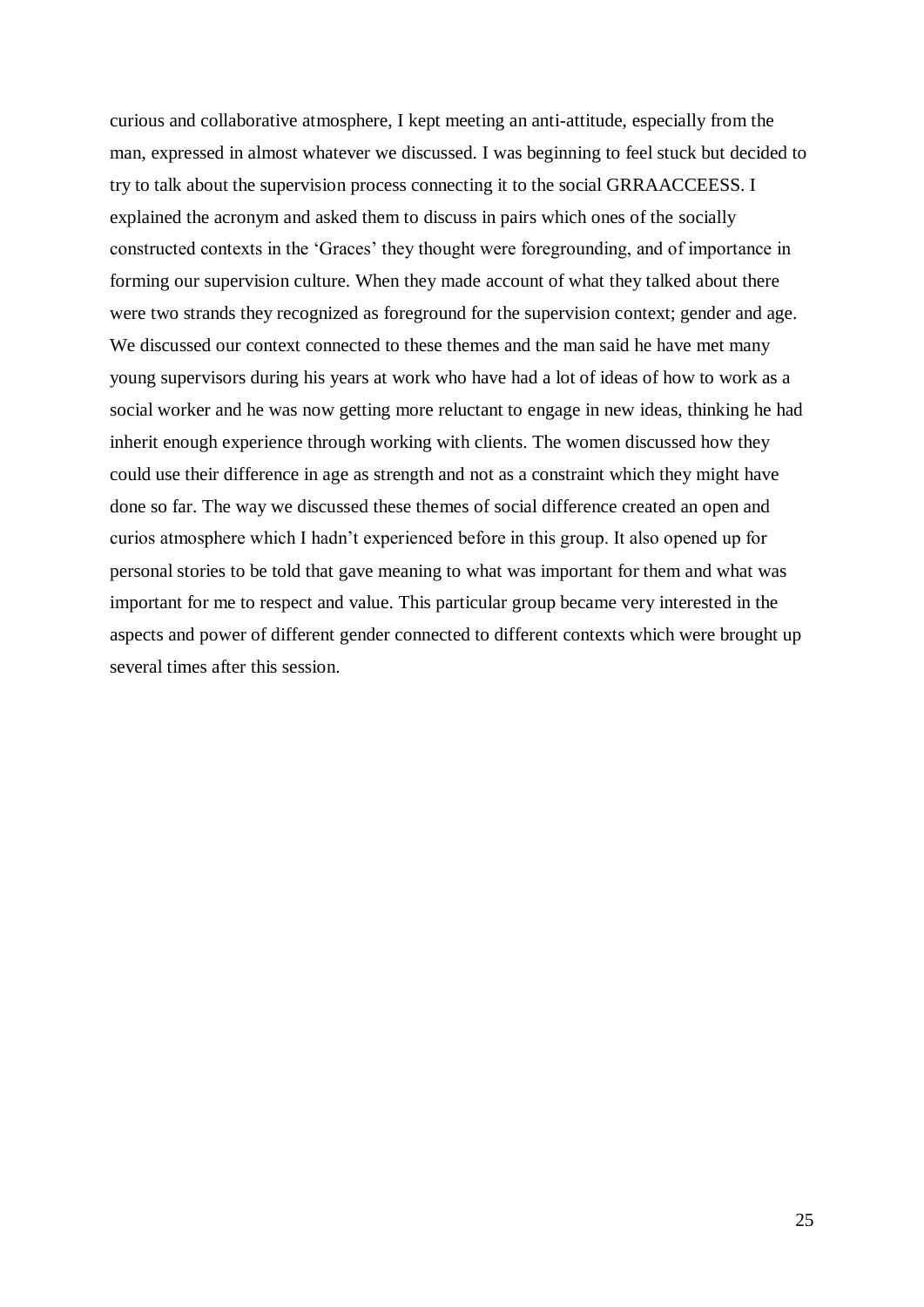curious and collaborative atmosphere, I kept meeting an anti-attitude, especially from the man, expressed in almost whatever we discussed. I was beginning to feel stuck but decided to try to talk about the supervision process connecting it to the social GRRAACCEESS. I explained the acronym and asked them to discuss in pairs which ones of the socially constructed contexts in the 'Graces' they thought were foregrounding, and of importance in forming our supervision culture. When they made account of what they talked about there were two strands they recognized as foreground for the supervision context; gender and age. We discussed our context connected to these themes and the man said he have met many young supervisors during his years at work who have had a lot of ideas of how to work as a social worker and he was now getting more reluctant to engage in new ideas, thinking he had inherit enough experience through working with clients. The women discussed how they could use their difference in age as strength and not as a constraint which they might have done so far. The way we discussed these themes of social difference created an open and curios atmosphere which I hadn't experienced before in this group. It also opened up for personal stories to be told that gave meaning to what was important for them and what was important for me to respect and value. This particular group became very interested in the aspects and power of different gender connected to different contexts which were brought up several times after this session.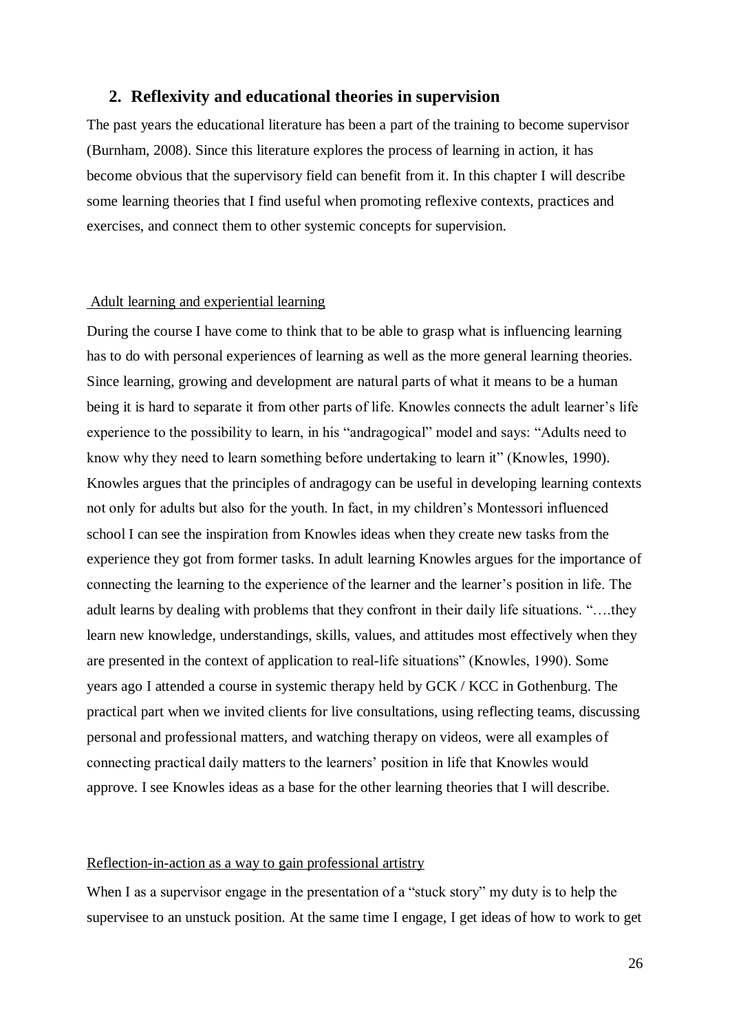## 2. Reflexivity and educational theories in supervision

The past years the educational literature has been a part of the training to become supervisor (Burnham, 2008). Since this literature explores the process of learning in action, it has become obvious that the supervisory field can benefit from it. In this chapter I will describe some learning theories that I find useful when promoting reflexive contexts, practices and exercises, and connect them to other systemic concepts for supervision.

### Adult learning and experiential learning

During the course I have come to think that to be able to grasp what is influencing learning has to do with personal experiences of learning as well as the more general learning theories. Since learning, growing and development are natural parts of what it means to be a human being it is hard to separate it from other parts of life. Knowles connects the adult learner's life experience to the possibility to learn, in his "andragogical" model and says: "Adults need to know why they need to learn something before undertaking to learn it" (Knowles, 1990). Knowles argues that the principles of andragogy can be useful in developing learning contexts not only for adults but also for the youth. In fact, in my children's Montessori influenced school I can see the inspiration from Knowles ideas when they create new tasks from the experience they got from former tasks. In adult learning Knowles argues for the importance of connecting the learning to the experience of the learner and the learner's position in life. The adult learns by dealing with problems that they confront in their daily life situations. "….they learn new knowledge, understandings, skills, values, and attitudes most effectively when they are presented in the context of application to real-life situations" (Knowles, 1990). Some years ago I attended a course in systemic therapy held by GCK / KCC in Gothenburg. The practical part when we invited clients for live consultations, using reflecting teams, discussing personal and professional matters, and watching therapy on videos, were all examples of connecting practical daily matters to the learners' position in life that Knowles would approve. I see Knowles ideas as a base for the other learning theories that I will describe.

### Reflection-in-action as a way to gain professional artistry

When I as a supervisor engage in the presentation of a "stuck story" my duty is to help the supervisee to an unstuck position. At the same time I engage, I get ideas of how to work to get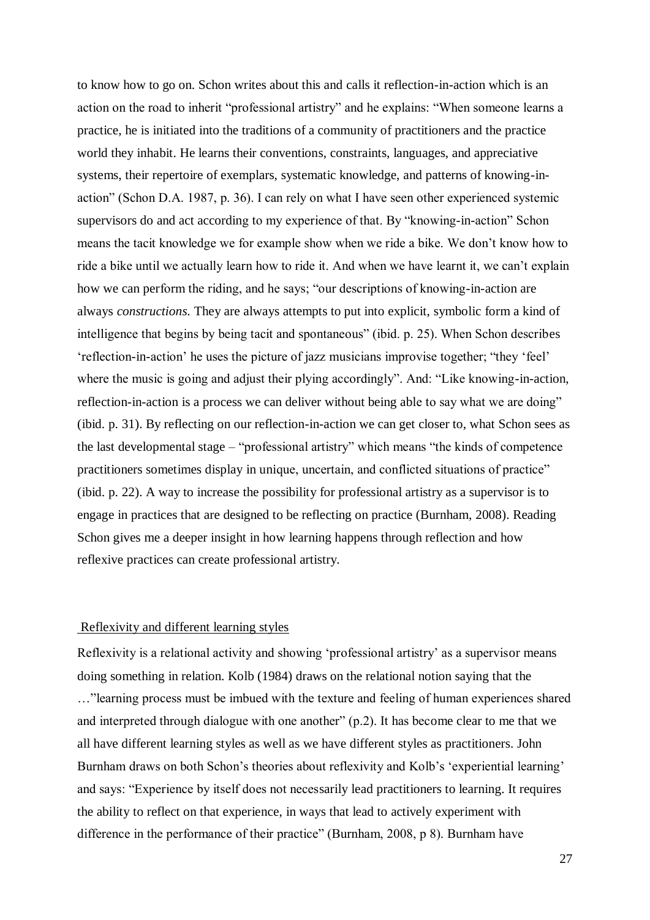to know how to go on. Schon writes about this and calls it reflection-in-action which is an action on the road to inherit "professional artistry" and he explains: "When someone learns a practice, he is initiated into the traditions of a community of practitioners and the practice world they inhabit. He learns their conventions, constraints, languages, and appreciative systems, their repertoire of exemplars, systematic knowledge, and patterns of knowing-in-action" (Schon D.A. 1987, p. 36). I can rely on what I have seen other experienced systemic supervisors do and act according to my experience of that. By "knowing-in-action" Schon means the tacit knowledge we for example show when we ride a bike. We don't know how to ride a bike until we actually learn how to ride it. And when we have learnt it, we can't explain how we can perform the riding, and he says; "our descriptions of knowing-in-action are always *constructions.* They are always attempts to put into explicit, symbolic form a kind of intelligence that begins by being tacit and spontaneous" (ibid. p. 25). When Schon describes 'reflection-in-action' he uses the picture of jazz musicians improvise together; "they 'feel' where the music is going and adjust their plying accordingly". And: "Like knowing-in-action, reflection-in-action is a process we can deliver without being able to say what we are doing" (ibid. p. 31). By reflecting on our reflection-in-action we can get closer to, what Schon sees as the last developmental stage – "professional artistry" which means "the kinds of competence practitioners sometimes display in unique, uncertain, and conflicted situations of practice" (ibid. p. 22). A way to increase the possibility for professional artistry as a supervisor is to engage in practices that are designed to be reflecting on practice (Burnham, 2008). Reading Schon gives me a deeper insight in how learning happens through reflection and how reflexive practices can create professional artistry.

## Reflexivity and different learning styles

Reflexivity is a relational activity and showing 'professional artistry' as a supervisor means doing something in relation. Kolb (1984) draws on the relational notion saying that the …"learning process must be imbued with the texture and feeling of human experiences shared and interpreted through dialogue with one another" (p.2). It has become clear to me that we all have different learning styles as well as we have different styles as practitioners. John Burnham draws on both Schon's theories about reflexivity and Kolb's 'experiential learning' and says: "Experience by itself does not necessarily lead practitioners to learning. It requires the ability to reflect on that experience, in ways that lead to actively experiment with difference in the performance of their practice" (Burnham, 2008, p 8). Burnham have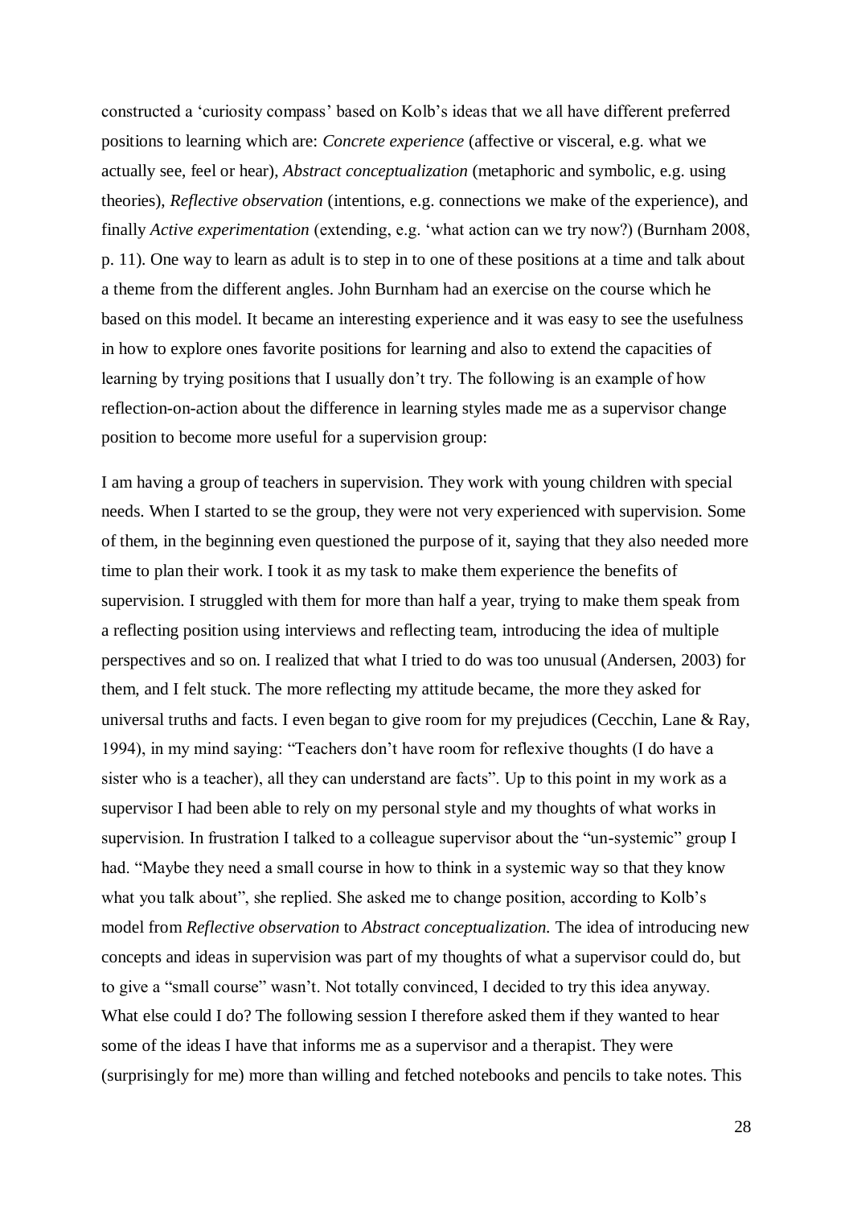constructed a 'curiosity compass' based on Kolb's ideas that we all have different preferred positions to learning which are: *Concrete experience* (affective or visceral, e.g. what we actually see, feel or hear), *Abstract conceptualization* (metaphoric and symbolic, e.g. using theories), *Reflective observation* (intentions, e.g. connections we make of the experience), and finally *Active experimentation* (extending, e.g. 'what action can we try now?) (Burnham 2008, p. 11). One way to learn as adult is to step in to one of these positions at a time and talk about a theme from the different angles. John Burnham had an exercise on the course which he based on this model. It became an interesting experience and it was easy to see the usefulness in how to explore ones favorite positions for learning and also to extend the capacities of learning by trying positions that I usually don't try. The following is an example of how reflection-on-action about the difference in learning styles made me as a supervisor change position to become more useful for a supervision group:

I am having a group of teachers in supervision. They work with young children with special needs. When I started to se the group, they were not very experienced with supervision. Some of them, in the beginning even questioned the purpose of it, saying that they also needed more time to plan their work. I took it as my task to make them experience the benefits of supervision. I struggled with them for more than half a year, trying to make them speak from a reflecting position using interviews and reflecting team, introducing the idea of multiple perspectives and so on. I realized that what I tried to do was too unusual (Andersen, 2003) for them, and I felt stuck. The more reflecting my attitude became, the more they asked for universal truths and facts. I even began to give room for my prejudices (Cecchin, Lane & Ray, 1994), in my mind saying: "Teachers don't have room for reflexive thoughts (I do have a sister who is a teacher), all they can understand are facts". Up to this point in my work as a supervisor I had been able to rely on my personal style and my thoughts of what works in supervision. In frustration I talked to a colleague supervisor about the "un-systemic" group I had. "Maybe they need a small course in how to think in a systemic way so that they know what you talk about", she replied. She asked me to change position, according to Kolb's model from *Reflective observation* to *Abstract conceptualization.* The idea of introducing new concepts and ideas in supervision was part of my thoughts of what a supervisor could do, but to give a "small course" wasn't. Not totally convinced, I decided to try this idea anyway. What else could I do? The following session I therefore asked them if they wanted to hear some of the ideas I have that informs me as a supervisor and a therapist. They were (surprisingly for me) more than willing and fetched notebooks and pencils to take notes. This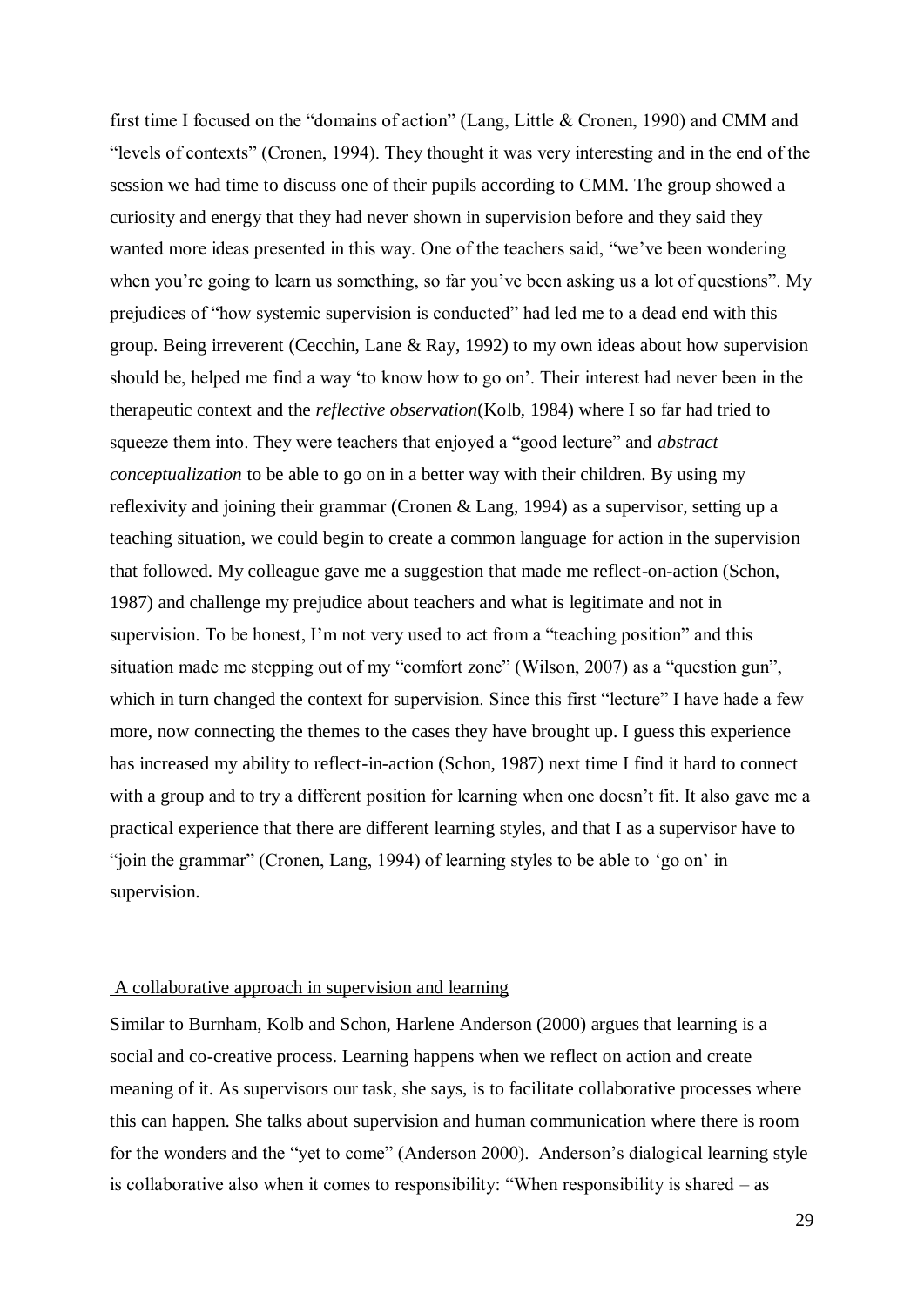first time I focused on the "domains of action" (Lang, Little & Cronen, 1990) and CMM and "levels of contexts" (Cronen, 1994). They thought it was very interesting and in the end of the session we had time to discuss one of their pupils according to CMM. The group showed a curiosity and energy that they had never shown in supervision before and they said they wanted more ideas presented in this way. One of the teachers said, "we've been wondering when you're going to learn us something, so far you've been asking us a lot of questions". My prejudices of "how systemic supervision is conducted" had led me to a dead end with this group. Being irreverent (Cecchin, Lane & Ray, 1992) to my own ideas about how supervision should be, helped me find a way 'to know how to go on'. Their interest had never been in the therapeutic context and the *reflective observation*(Kolb, 1984) where I so far had tried to squeeze them into. They were teachers that enjoyed a "good lecture" and *abstract conceptualization* to be able to go on in a better way with their children. By using my reflexivity and joining their grammar (Cronen & Lang, 1994) as a supervisor, setting up a teaching situation, we could begin to create a common language for action in the supervision that followed. My colleague gave me a suggestion that made me reflect-on-action (Schon, 1987) and challenge my prejudice about teachers and what is legitimate and not in supervision. To be honest, I'm not very used to act from a "teaching position" and this situation made me stepping out of my "comfort zone" (Wilson, 2007) as a "question gun", which in turn changed the context for supervision. Since this first "lecture" I have hade a few more, now connecting the themes to the cases they have brought up. I guess this experience has increased my ability to reflect-in-action (Schon, 1987) next time I find it hard to connect with a group and to try a different position for learning when one doesn't fit. It also gave me a practical experience that there are different learning styles, and that I as a supervisor have to "join the grammar" (Cronen, Lang, 1994) of learning styles to be able to 'go on' in supervision.

## A collaborative approach in supervision and learning

Similar to Burnham, Kolb and Schon, Harlene Anderson (2000) argues that learning is a social and co-creative process. Learning happens when we reflect on action and create meaning of it. As supervisors our task, she says, is to facilitate collaborative processes where this can happen. She talks about supervision and human communication where there is room for the wonders and the "yet to come" (Anderson 2000). Anderson's dialogical learning style is collaborative also when it comes to responsibility: "When responsibility is shared – as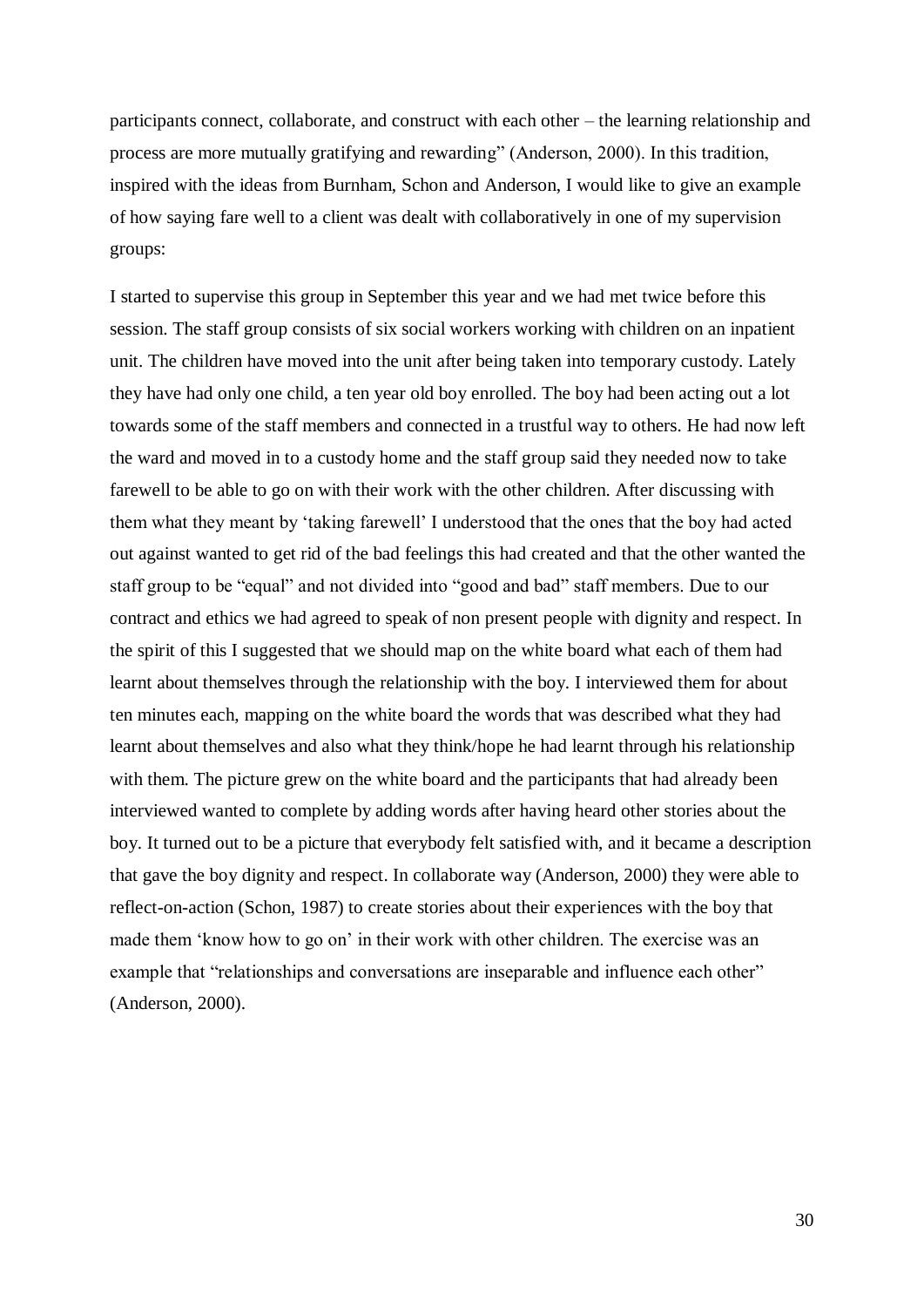participants connect, collaborate, and construct with each other – the learning relationship and process are more mutually gratifying and rewarding" (Anderson, 2000). In this tradition, inspired with the ideas from Burnham, Schon and Anderson, I would like to give an example of how saying fare well to a client was dealt with collaboratively in one of my supervision groups:

I started to supervise this group in September this year and we had met twice before this session. The staff group consists of six social workers working with children on an inpatient unit. The children have moved into the unit after being taken into temporary custody. Lately they have had only one child, a ten year old boy enrolled. The boy had been acting out a lot towards some of the staff members and connected in a trustful way to others. He had now left the ward and moved in to a custody home and the staff group said they needed now to take farewell to be able to go on with their work with the other children. After discussing with them what they meant by 'taking farewell' I understood that the ones that the boy had acted out against wanted to get rid of the bad feelings this had created and that the other wanted the staff group to be "equal" and not divided into "good and bad" staff members. Due to our contract and ethics we had agreed to speak of non present people with dignity and respect. In the spirit of this I suggested that we should map on the white board what each of them had learnt about themselves through the relationship with the boy. I interviewed them for about ten minutes each, mapping on the white board the words that was described what they had learnt about themselves and also what they think/hope he had learnt through his relationship with them. The picture grew on the white board and the participants that had already been interviewed wanted to complete by adding words after having heard other stories about the boy. It turned out to be a picture that everybody felt satisfied with, and it became a description that gave the boy dignity and respect. In collaborate way (Anderson, 2000) they were able to reflect-on-action (Schon, 1987) to create stories about their experiences with the boy that made them 'know how to go on' in their work with other children. The exercise was an example that "relationships and conversations are inseparable and influence each other" (Anderson, 2000).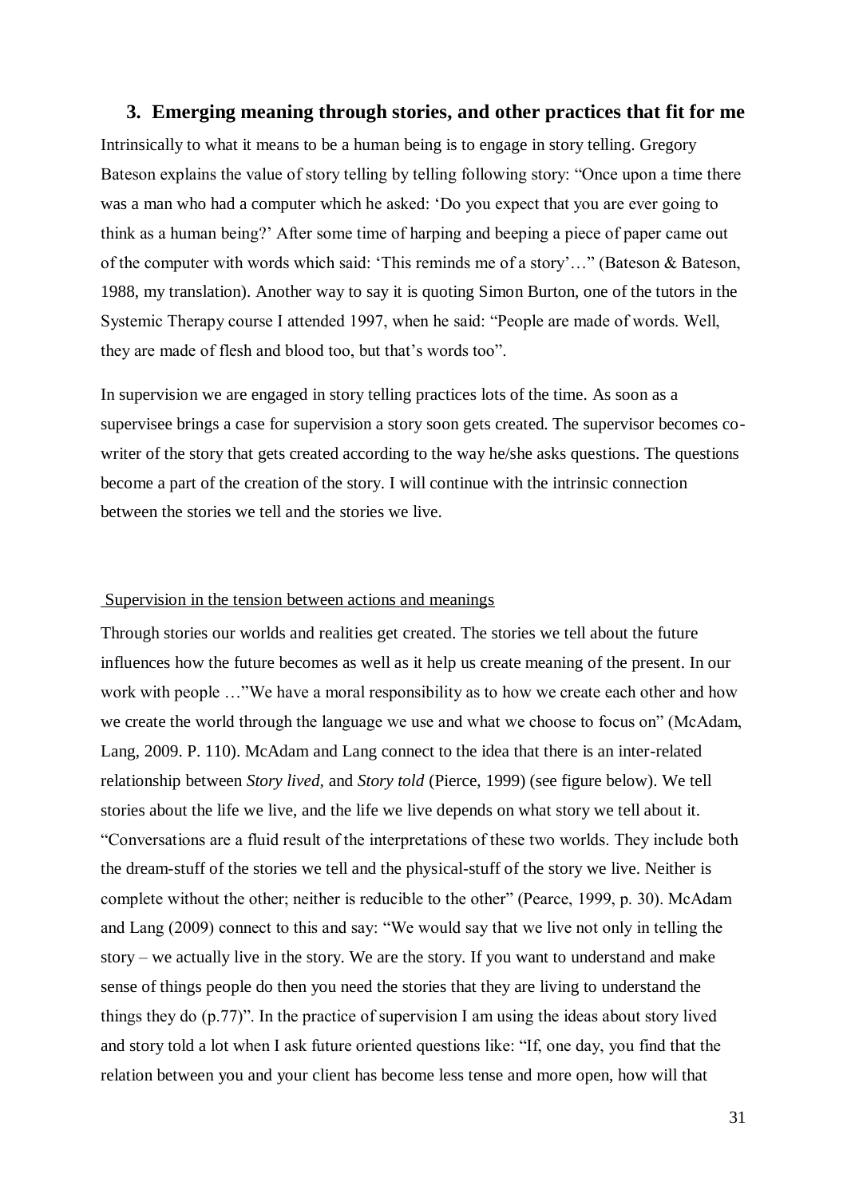## 3. Emerging meaning through stories, and other practices that fit for me

Intrinsically to what it means to be a human being is to engage in story telling. Gregory Bateson explains the value of story telling by telling following story: "Once upon a time there was a man who had a computer which he asked: 'Do you expect that you are ever going to think as a human being?' After some time of harping and beeping a piece of paper came out of the computer with words which said: 'This reminds me of a story'…" (Bateson & Bateson, 1988, my translation). Another way to say it is quoting Simon Burton, one of the tutors in the Systemic Therapy course I attended 1997, when he said: "People are made of words. Well, they are made of flesh and blood too, but that's words too".

In supervision we are engaged in story telling practices lots of the time. As soon as a supervisee brings a case for supervision a story soon gets created. The supervisor becomes co-writer of the story that gets created according to the way he/she asks questions. The questions become a part of the creation of the story. I will continue with the intrinsic connection between the stories we tell and the stories we live.

Supervision in the tension between actions and meanings

Through stories our worlds and realities get created. The stories we tell about the future influences how the future becomes as well as it help us create meaning of the present. In our work with people …"We have a moral responsibility as to how we create each other and how we create the world through the language we use and what we choose to focus on" (McAdam, Lang, 2009. P. 110). McAdam and Lang connect to the idea that there is an inter-related relationship between *Story lived*, and *Story told* (Pierce, 1999) (see figure below). We tell stories about the life we live, and the life we live depends on what story we tell about it. "Conversations are a fluid result of the interpretations of these two worlds. They include both the dream-stuff of the stories we tell and the physical-stuff of the story we live. Neither is complete without the other; neither is reducible to the other" (Pearce, 1999, p. 30). McAdam and Lang (2009) connect to this and say: "We would say that we live not only in telling the story – we actually live in the story. We are the story. If you want to understand and make sense of things people do then you need the stories that they are living to understand the things they do (p.77)". In the practice of supervision I am using the ideas about story lived and story told a lot when I ask future oriented questions like: "If, one day, you find that the relation between you and your client has become less tense and more open, how will that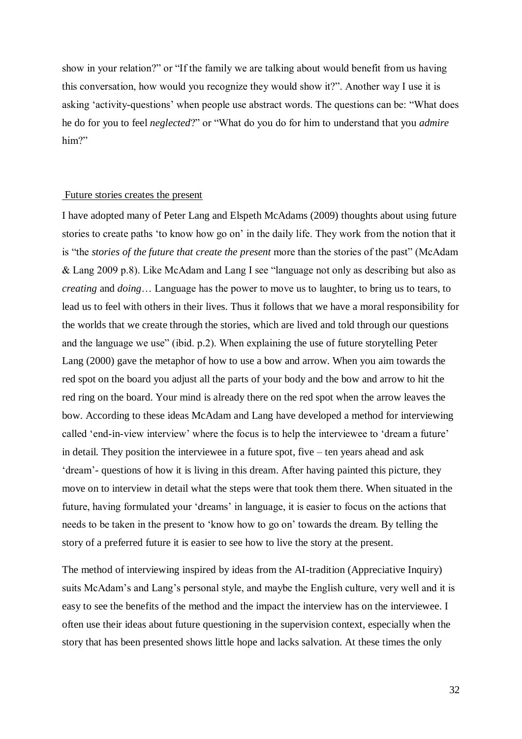show in your relation?" or "If the family we are talking about would benefit from us having this conversation, how would you recognize they would show it?". Another way I use it is asking 'activity-questions' when people use abstract words. The questions can be: "What does he do for you to feel *neglected*?" or "What do you do for him to understand that you *admire* him?"

## Future stories creates the present

I have adopted many of Peter Lang and Elspeth McAdams (2009) thoughts about using future stories to create paths 'to know how go on' in the daily life. They work from the notion that it is "the *stories of the future that create the present* more than the stories of the past" (McAdam & Lang 2009 p.8). Like McAdam and Lang I see "language not only as describing but also as *creating* and *doing*… Language has the power to move us to laughter, to bring us to tears, to lead us to feel with others in their lives. Thus it follows that we have a moral responsibility for the worlds that we create through the stories, which are lived and told through our questions and the language we use" (ibid. p.2). When explaining the use of future storytelling Peter Lang (2000) gave the metaphor of how to use a bow and arrow. When you aim towards the red spot on the board you adjust all the parts of your body and the bow and arrow to hit the red ring on the board. Your mind is already there on the red spot when the arrow leaves the bow. According to these ideas McAdam and Lang have developed a method for interviewing called 'end-in-view interview' where the focus is to help the interviewee to 'dream a future' in detail. They position the interviewee in a future spot, five – ten years ahead and ask 'dream'- questions of how it is living in this dream. After having painted this picture, they move on to interview in detail what the steps were that took them there. When situated in the future, having formulated your 'dreams' in language, it is easier to focus on the actions that needs to be taken in the present to 'know how to go on' towards the dream. By telling the story of a preferred future it is easier to see how to live the story at the present.

The method of interviewing inspired by ideas from the AI-tradition (Appreciative Inquiry) suits McAdam's and Lang's personal style, and maybe the English culture, very well and it is easy to see the benefits of the method and the impact the interview has on the interviewee. I often use their ideas about future questioning in the supervision context, especially when the story that has been presented shows little hope and lacks salvation. At these times the only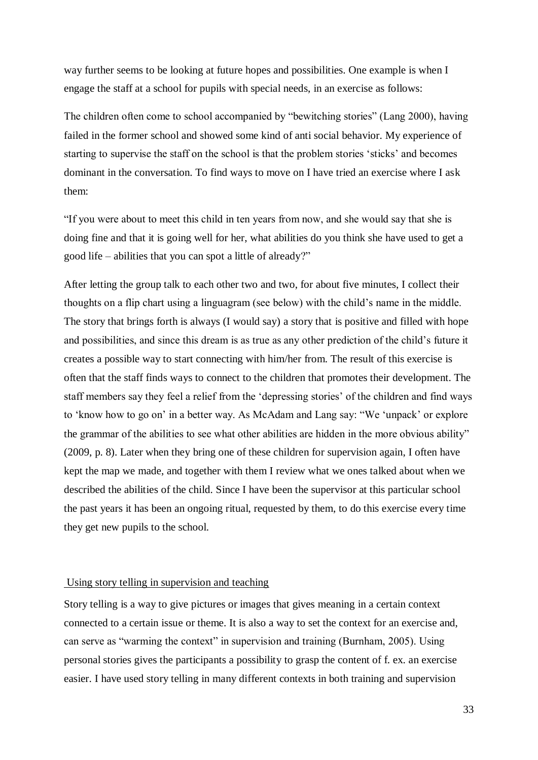way further seems to be looking at future hopes and possibilities. One example is when I engage the staff at a school for pupils with special needs, in an exercise as follows:

The children often come to school accompanied by "bewitching stories" (Lang 2000), having failed in the former school and showed some kind of anti social behavior. My experience of starting to supervise the staff on the school is that the problem stories 'sticks' and becomes dominant in the conversation. To find ways to move on I have tried an exercise where I ask them:

"If you were about to meet this child in ten years from now, and she would say that she is doing fine and that it is going well for her, what abilities do you think she have used to get a good life – abilities that you can spot a little of already?"

After letting the group talk to each other two and two, for about five minutes, I collect their thoughts on a flip chart using a linguagram (see below) with the child's name in the middle. The story that brings forth is always (I would say) a story that is positive and filled with hope and possibilities, and since this dream is as true as any other prediction of the child's future it creates a possible way to start connecting with him/her from. The result of this exercise is often that the staff finds ways to connect to the children that promotes their development. The staff members say they feel a relief from the 'depressing stories' of the children and find ways to 'know how to go on' in a better way. As McAdam and Lang say: "We 'unpack' or explore the grammar of the abilities to see what other abilities are hidden in the more obvious ability" (2009, p. 8). Later when they bring one of these children for supervision again, I often have kept the map we made, and together with them I review what we ones talked about when we described the abilities of the child. Since I have been the supervisor at this particular school the past years it has been an ongoing ritual, requested by them, to do this exercise every time they get new pupils to the school.

## Using story telling in supervision and teaching

Story telling is a way to give pictures or images that gives meaning in a certain context connected to a certain issue or theme. It is also a way to set the context for an exercise and, can serve as "warming the context" in supervision and training (Burnham, 2005). Using personal stories gives the participants a possibility to grasp the content of f. ex. an exercise easier. I have used story telling in many different contexts in both training and supervision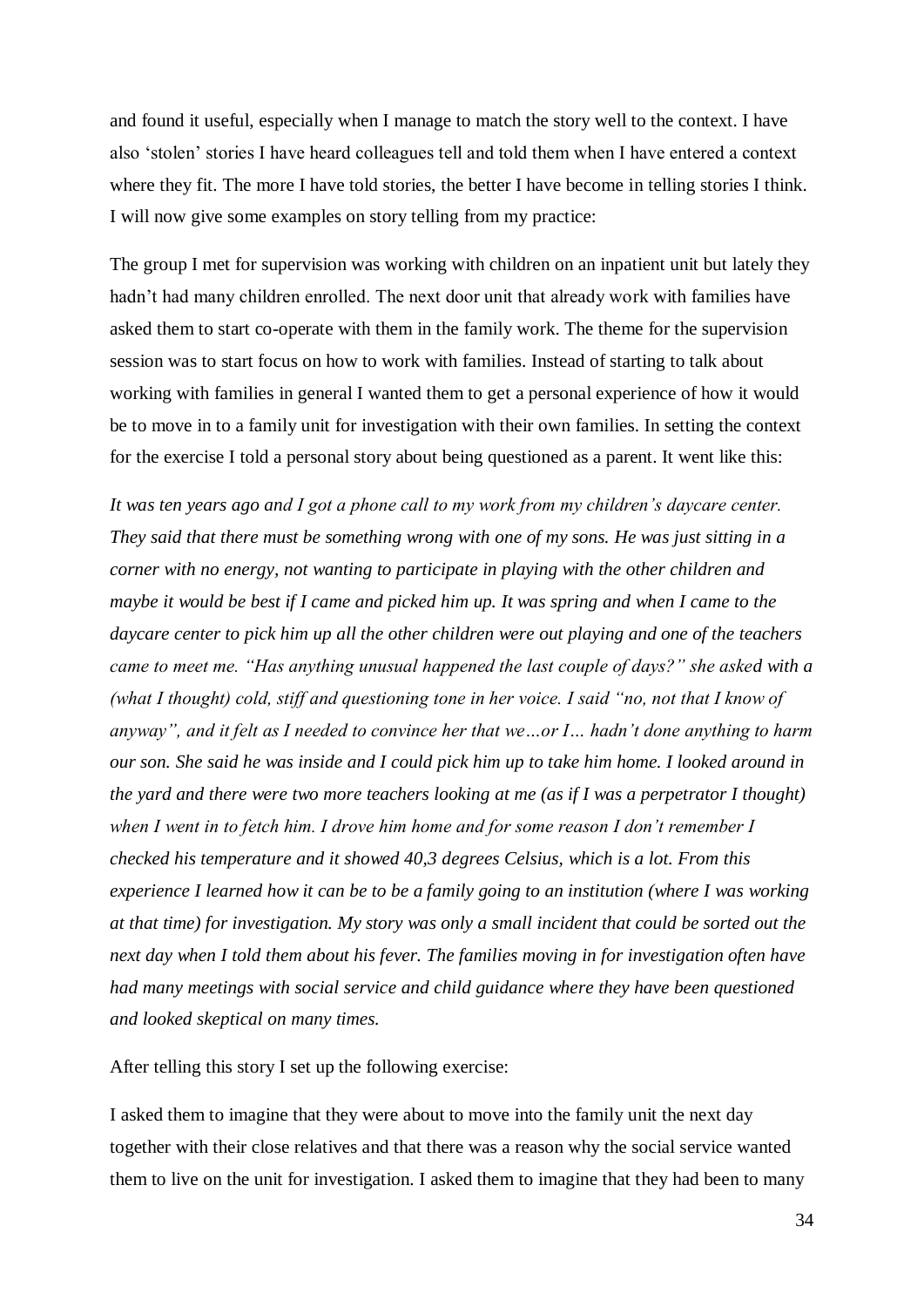and found it useful, especially when I manage to match the story well to the context. I have also 'stolen' stories I have heard colleagues tell and told them when I have entered a context where they fit. The more I have told stories, the better I have become in telling stories I think. I will now give some examples on story telling from my practice:

The group I met for supervision was working with children on an inpatient unit but lately they hadn't had many children enrolled. The next door unit that already work with families have asked them to start co-operate with them in the family work. The theme for the supervision session was to start focus on how to work with families. Instead of starting to talk about working with families in general I wanted them to get a personal experience of how it would be to move in to a family unit for investigation with their own families. In setting the context for the exercise I told a personal story about being questioned as a parent. It went like this:

*It was ten years ago and I got a phone call to my work from my children's daycare center. They said that there must be something wrong with one of my sons. He was just sitting in a corner with no energy, not wanting to participate in playing with the other children and maybe it would be best if I came and picked him up. It was spring and when I came to the daycare center to pick him up all the other children were out playing and one of the teachers came to meet me. "Has anything unusual happened the last couple of days?" she asked with a (what I thought) cold, stiff and questioning tone in her voice. I said "no, not that I know of anyway", and it felt as I needed to convince her that we…or I… hadn't done anything to harm our son. She said he was inside and I could pick him up to take him home. I looked around in the yard and there were two more teachers looking at me (as if I was a perpetrator I thought) when I went in to fetch him. I drove him home and for some reason I don't remember I checked his temperature and it showed 40,3 degrees Celsius, which is a lot. From this experience I learned how it can be to be a family going to an institution (where I was working at that time) for investigation. My story was only a small incident that could be sorted out the next day when I told them about his fever. The families moving in for investigation often have had many meetings with social service and child guidance where they have been questioned and looked skeptical on many times.*

After telling this story I set up the following exercise:

I asked them to imagine that they were about to move into the family unit the next day together with their close relatives and that there was a reason why the social service wanted them to live on the unit for investigation. I asked them to imagine that they had been to many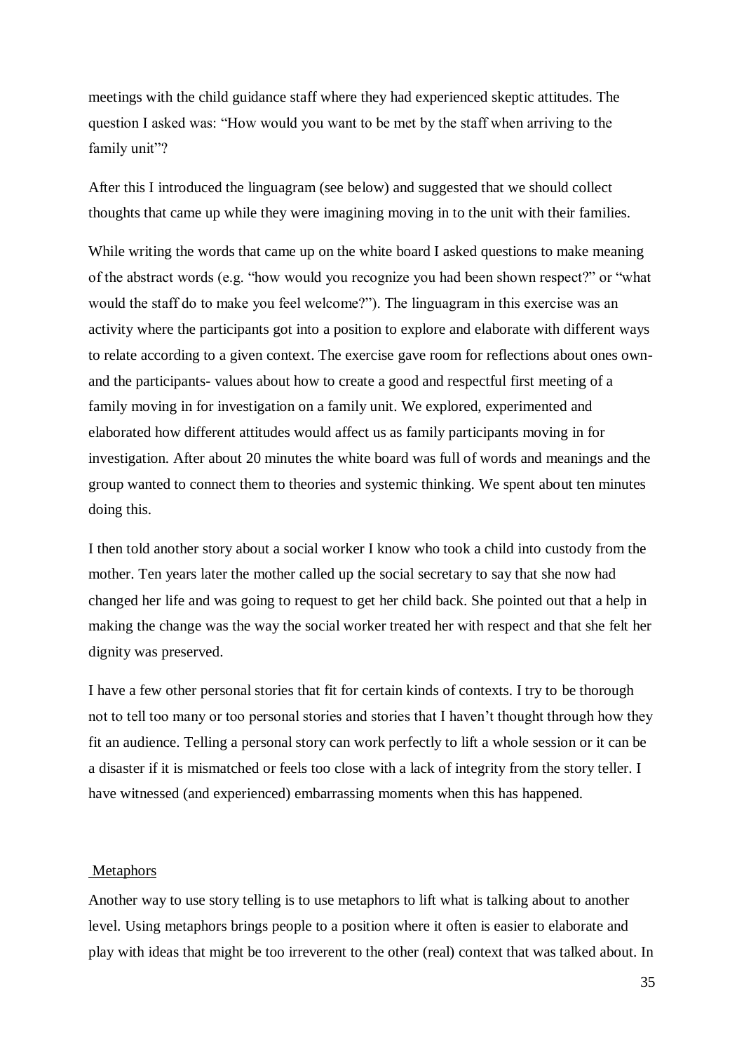meetings with the child guidance staff where they had experienced skeptic attitudes. The question I asked was: "How would you want to be met by the staff when arriving to the family unit"?

After this I introduced the linguagram (see below) and suggested that we should collect thoughts that came up while they were imagining moving in to the unit with their families.

While writing the words that came up on the white board I asked questions to make meaning of the abstract words (e.g. "how would you recognize you had been shown respect?" or "what would the staff do to make you feel welcome?"). The linguagram in this exercise was an activity where the participants got into a position to explore and elaborate with different ways to relate according to a given context. The exercise gave room for reflections about ones own- and the participants- values about how to create a good and respectful first meeting of a family moving in for investigation on a family unit. We explored, experimented and elaborated how different attitudes would affect us as family participants moving in for investigation. After about 20 minutes the white board was full of words and meanings and the group wanted to connect them to theories and systemic thinking. We spent about ten minutes doing this.

I then told another story about a social worker I know who took a child into custody from the mother. Ten years later the mother called up the social secretary to say that she now had changed her life and was going to request to get her child back. She pointed out that a help in making the change was the way the social worker treated her with respect and that she felt her dignity was preserved.

I have a few other personal stories that fit for certain kinds of contexts. I try to be thorough not to tell too many or too personal stories and stories that I haven't thought through how they fit an audience. Telling a personal story can work perfectly to lift a whole session or it can be a disaster if it is mismatched or feels too close with a lack of integrity from the story teller. I have witnessed (and experienced) embarrassing moments when this has happened.

### Metaphors

Another way to use story telling is to use metaphors to lift what is talking about to another level. Using metaphors brings people to a position where it often is easier to elaborate and play with ideas that might be too irreverent to the other (real) context that was talked about. In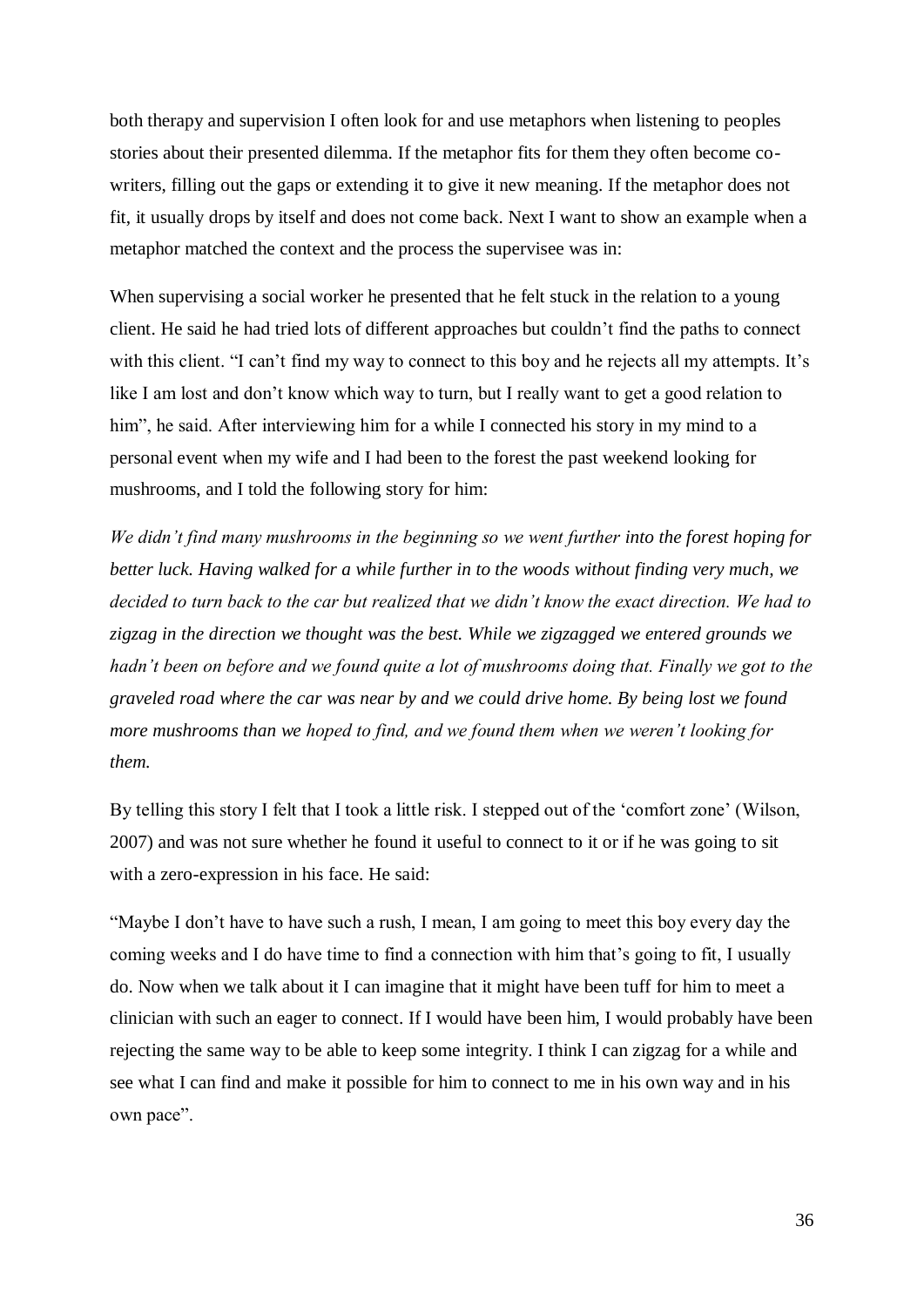both therapy and supervision I often look for and use metaphors when listening to peoples stories about their presented dilemma. If the metaphor fits for them they often become co-writers, filling out the gaps or extending it to give it new meaning. If the metaphor does not fit, it usually drops by itself and does not come back. Next I want to show an example when a metaphor matched the context and the process the supervisee was in:

When supervising a social worker he presented that he felt stuck in the relation to a young client. He said he had tried lots of different approaches but couldn't find the paths to connect with this client. "I can't find my way to connect to this boy and he rejects all my attempts. It's like I am lost and don't know which way to turn, but I really want to get a good relation to him", he said. After interviewing him for a while I connected his story in my mind to a personal event when my wife and I had been to the forest the past weekend looking for mushrooms, and I told the following story for him:

*We didn't find many mushrooms in the beginning so we went further into the forest hoping for better luck. Having walked for a while further in to the woods without finding very much, we decided to turn back to the car but realized that we didn't know the exact direction. We had to zigzag in the direction we thought was the best. While we zigzagged we entered grounds we hadn't been on before and we found quite a lot of mushrooms doing that. Finally we got to the graveled road where the car was near by and we could drive home. By being lost we found more mushrooms than we hoped to find, and we found them when we weren't looking for them.*

By telling this story I felt that I took a little risk. I stepped out of the 'comfort zone' (Wilson, 2007) and was not sure whether he found it useful to connect to it or if he was going to sit with a zero-expression in his face. He said:

"Maybe I don't have to have such a rush, I mean, I am going to meet this boy every day the coming weeks and I do have time to find a connection with him that's going to fit, I usually do. Now when we talk about it I can imagine that it might have been tuff for him to meet a clinician with such an eager to connect. If I would have been him, I would probably have been rejecting the same way to be able to keep some integrity. I think I can zigzag for a while and see what I can find and make it possible for him to connect to me in his own way and in his own pace".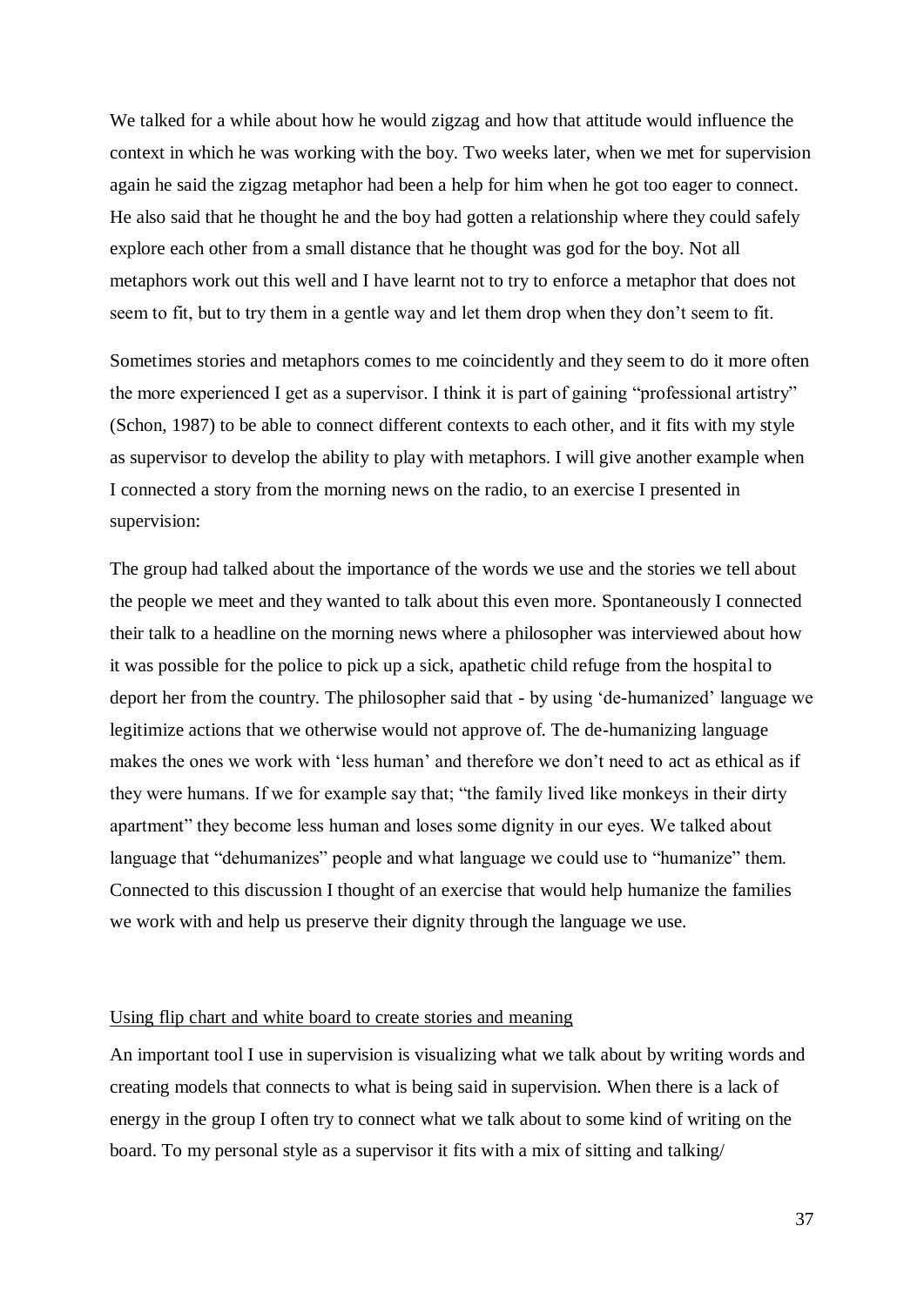We talked for a while about how he would zigzag and how that attitude would influence the context in which he was working with the boy. Two weeks later, when we met for supervision again he said the zigzag metaphor had been a help for him when he got too eager to connect. He also said that he thought he and the boy had gotten a relationship where they could safely explore each other from a small distance that he thought was god for the boy. Not all metaphors work out this well and I have learnt not to try to enforce a metaphor that does not seem to fit, but to try them in a gentle way and let them drop when they don't seem to fit.

Sometimes stories and metaphors comes to me coincidently and they seem to do it more often the more experienced I get as a supervisor. I think it is part of gaining "professional artistry" (Schon, 1987) to be able to connect different contexts to each other, and it fits with my style as supervisor to develop the ability to play with metaphors. I will give another example when I connected a story from the morning news on the radio, to an exercise I presented in supervision:

The group had talked about the importance of the words we use and the stories we tell about the people we meet and they wanted to talk about this even more. Spontaneously I connected their talk to a headline on the morning news where a philosopher was interviewed about how it was possible for the police to pick up a sick, apathetic child refuge from the hospital to deport her from the country. The philosopher said that - by using 'de-humanized' language we legitimize actions that we otherwise would not approve of. The de-humanizing language makes the ones we work with 'less human' and therefore we don't need to act as ethical as if they were humans. If we for example say that; "the family lived like monkeys in their dirty apartment" they become less human and loses some dignity in our eyes. We talked about language that "dehumanizes" people and what language we could use to "humanize" them. Connected to this discussion I thought of an exercise that would help humanize the families we work with and help us preserve their dignity through the language we use.

<u>Using flip chart and white board to create stories and meaning</u>

An important tool I use in supervision is visualizing what we talk about by writing words and creating models that connects to what is being said in supervision. When there is a lack of energy in the group I often try to connect what we talk about to some kind of writing on the board. To my personal style as a supervisor it fits with a mix of sitting and talking/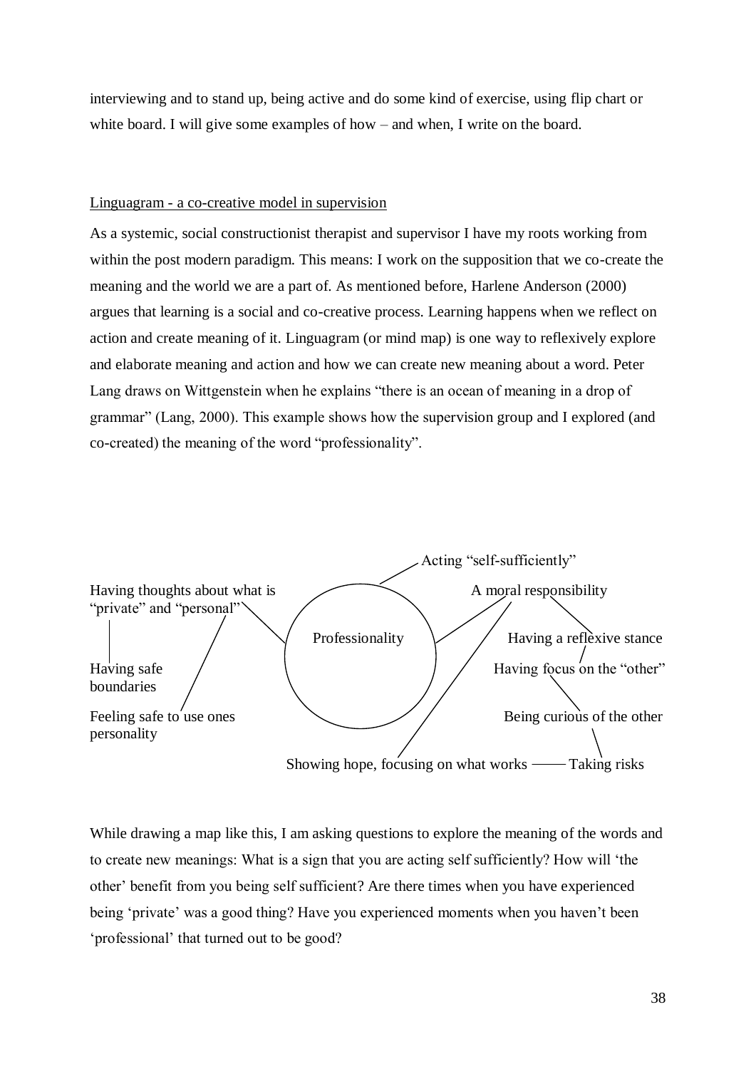interviewing and to stand up, being active and do some kind of exercise, using flip chart or white board. I will give some examples of how – and when, I write on the board.

<u>Linguagram - a co-creative model in supervision</u>

As a systemic, social constructionist therapist and supervisor I have my roots working from within the post modern paradigm. This means: I work on the supposition that we co-create the meaning and the world we are a part of. As mentioned before, Harlene Anderson (2000) argues that learning is a social and co-creative process. Learning happens when we reflect on action and create meaning of it. Linguagram (or mind map) is one way to reflexively explore and elaborate meaning and action and how we can create new meaning about a word. Peter Lang draws on Wittgenstein when he explains "there is an ocean of meaning in a drop of grammar" (Lang, 2000). This example shows how the supervision group and I explored (and co-created) the meaning of the word "professionality".

- Professionality
  - Acting "self-sufficiently"
  - Having thoughts about what is "private" and "personal"
    - Having safe boundaries
    - Feeling safe to use ones personality
  - A moral responsibility
    - Having a reflexive stance
      - Having focus on the "other"
        - Being curious of the other
          - Taking risks
    - Showing hope, focusing on what works —— Taking risks

While drawing a map like this, I am asking questions to explore the meaning of the words and to create new meanings: What is a sign that you are acting self sufficiently? How will 'the other' benefit from you being self sufficient? Are there times when you have experienced being 'private' was a good thing? Have you experienced moments when you haven't been 'professional' that turned out to be good?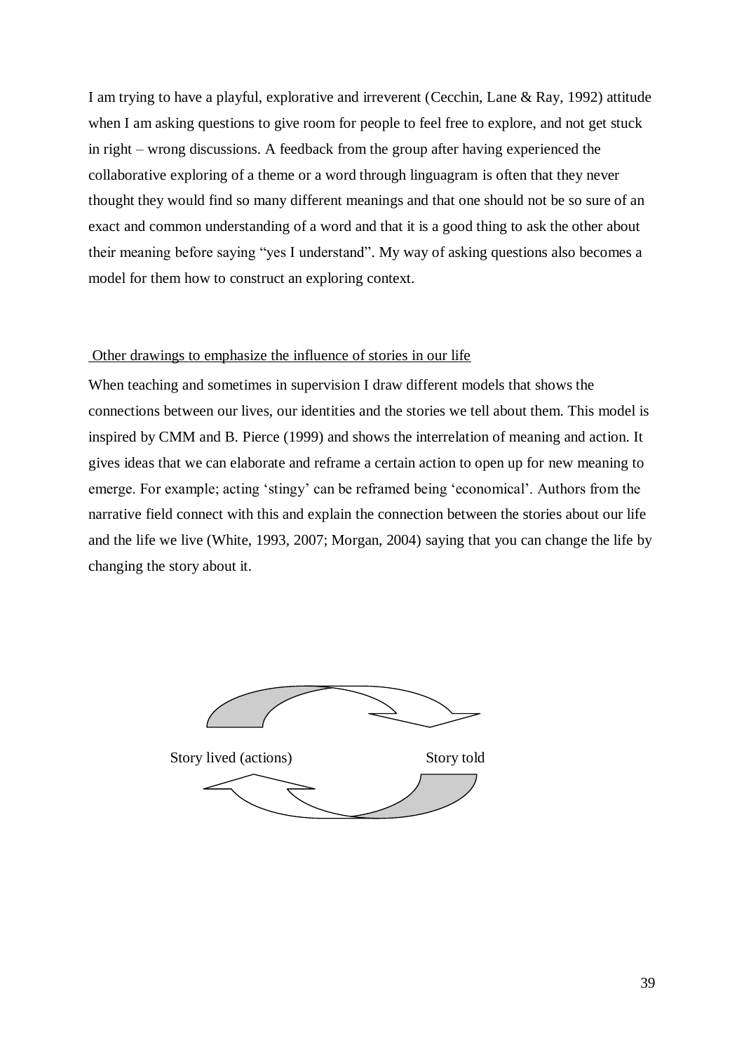I am trying to have a playful, explorative and irreverent (Cecchin, Lane & Ray, 1992) attitude when I am asking questions to give room for people to feel free to explore, and not get stuck in right – wrong discussions. A feedback from the group after having experienced the collaborative exploring of a theme or a word through linguagram is often that they never thought they would find so many different meanings and that one should not be so sure of an exact and common understanding of a word and that it is a good thing to ask the other about their meaning before saying "yes I understand". My way of asking questions also becomes a model for them how to construct an exploring context.

<u>Other drawings to emphasize the influence of stories in our life</u>

When teaching and sometimes in supervision I draw different models that shows the connections between our lives, our identities and the stories we tell about them. This model is inspired by CMM and B. Pierce (1999) and shows the interrelation of meaning and action. It gives ideas that we can elaborate and reframe a certain action to open up for new meaning to emerge. For example; acting 'stingy' can be reframed being 'economical'. Authors from the narrative field connect with this and explain the connection between the stories about our life and the life we live (White, 1993, 2007; Morgan, 2004) saying that you can change the life by changing the story about it.

Story lived (actions) Story told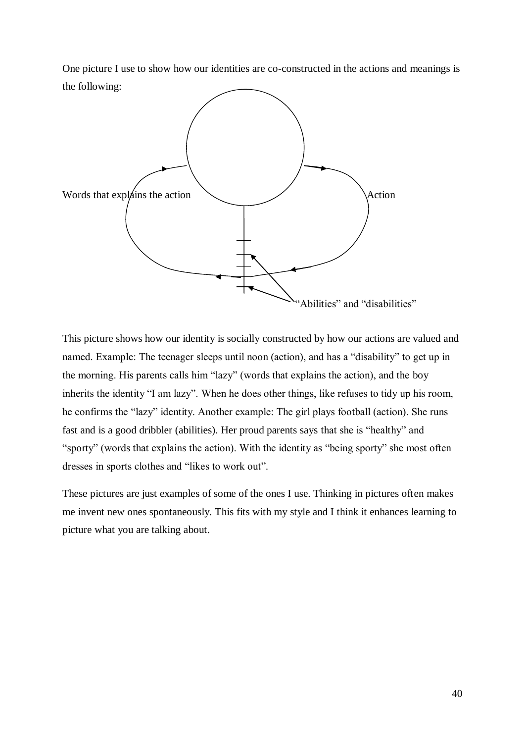One picture I use to show how our identities are co-constructed in the actions and meanings is the following:

Words that explains the action

Action

"Abilities" and "disabilities"

This picture shows how our identity is socially constructed by how our actions are valued and named. Example: The teenager sleeps until noon (action), and has a "disability" to get up in the morning. His parents calls him "lazy" (words that explains the action), and the boy inherits the identity "I am lazy". When he does other things, like refuses to tidy up his room, he confirms the "lazy" identity. Another example: The girl plays football (action). She runs fast and is a good dribbler (abilities). Her proud parents says that she is "healthy" and "sporty" (words that explains the action). With the identity as "being sporty" she most often dresses in sports clothes and "likes to work out".

These pictures are just examples of some of the ones I use. Thinking in pictures often makes me invent new ones spontaneously. This fits with my style and I think it enhances learning to picture what you are talking about.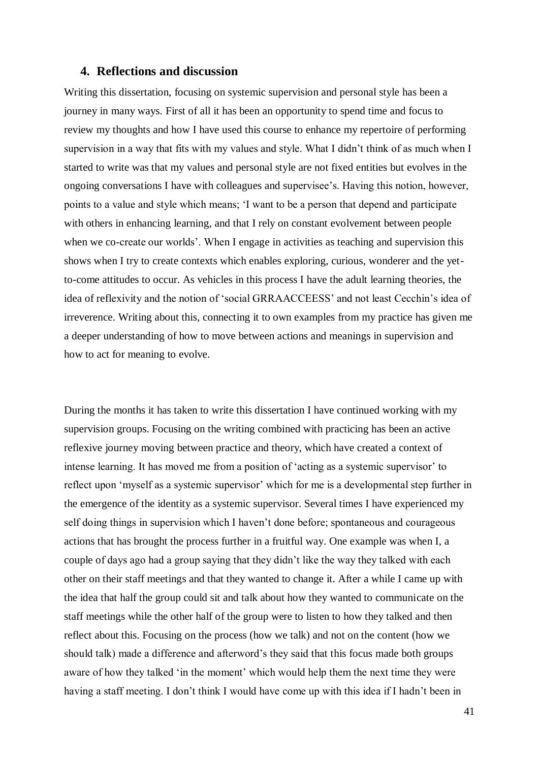## 4. Reflections and discussion

Writing this dissertation, focusing on systemic supervision and personal style has been a journey in many ways. First of all it has been an opportunity to spend time and focus to review my thoughts and how I have used this course to enhance my repertoire of performing supervision in a way that fits with my values and style. What I didn't think of as much when I started to write was that my values and personal style are not fixed entities but evolves in the ongoing conversations I have with colleagues and supervisee's. Having this notion, however, points to a value and style which means; 'I want to be a person that depend and participate with others in enhancing learning, and that I rely on constant evolvement between people when we co-create our worlds'. When I engage in activities as teaching and supervision this shows when I try to create contexts which enables exploring, curious, wonderer and the yet-to-come attitudes to occur. As vehicles in this process I have the adult learning theories, the idea of reflexivity and the notion of 'social GRRAACCEESS' and not least Cecchin's idea of irreverence. Writing about this, connecting it to own examples from my practice has given me a deeper understanding of how to move between actions and meanings in supervision and how to act for meaning to evolve.

During the months it has taken to write this dissertation I have continued working with my supervision groups. Focusing on the writing combined with practicing has been an active reflexive journey moving between practice and theory, which have created a context of intense learning. It has moved me from a position of 'acting as a systemic supervisor' to reflect upon 'myself as a systemic supervisor' which for me is a developmental step further in the emergence of the identity as a systemic supervisor. Several times I have experienced my self doing things in supervision which I haven't done before; spontaneous and courageous actions that has brought the process further in a fruitful way. One example was when I, a couple of days ago had a group saying that they didn't like the way they talked with each other on their staff meetings and that they wanted to change it. After a while I came up with the idea that half the group could sit and talk about how they wanted to communicate on the staff meetings while the other half of the group were to listen to how they talked and then reflect about this. Focusing on the process (how we talk) and not on the content (how we should talk) made a difference and afterword's they said that this focus made both groups aware of how they talked 'in the moment' which would help them the next time they were having a staff meeting. I don't think I would have come up with this idea if I hadn't been in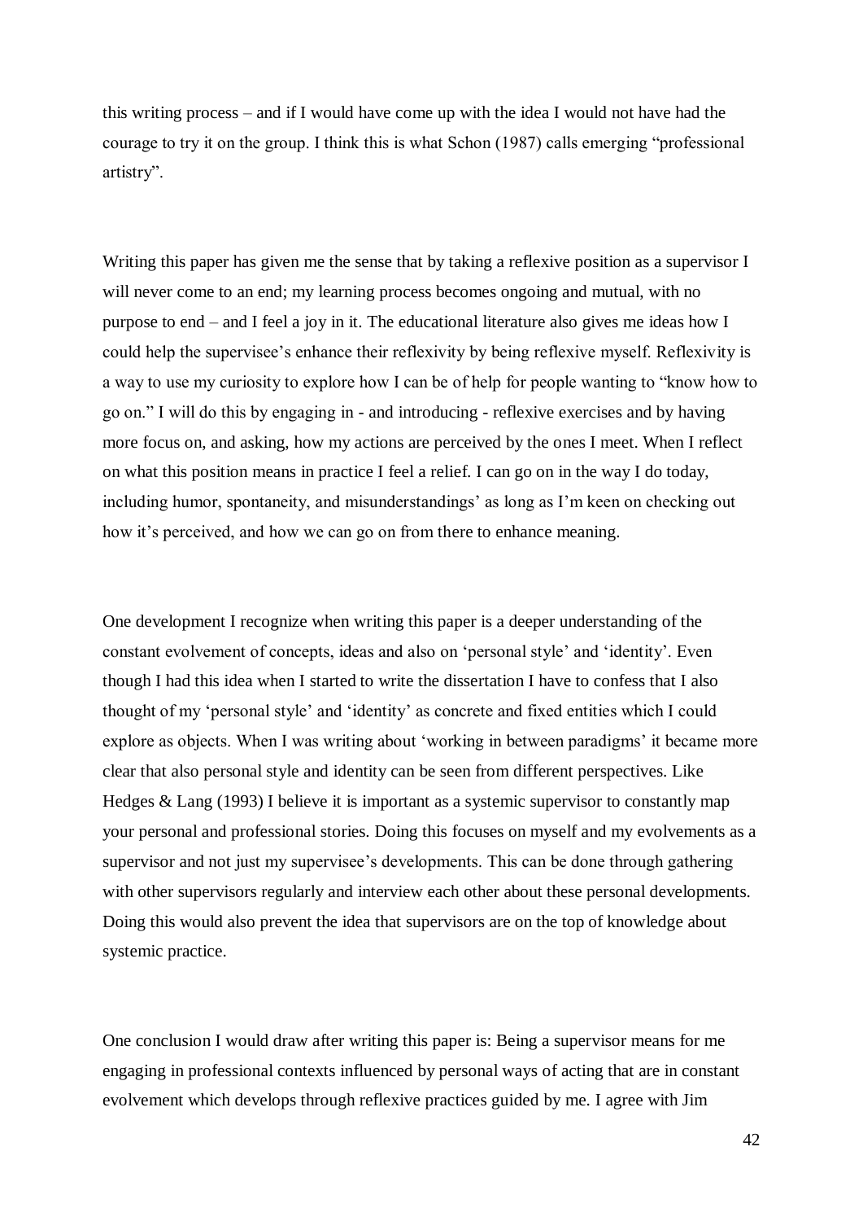this writing process – and if I would have come up with the idea I would not have had the courage to try it on the group. I think this is what Schon (1987) calls emerging "professional artistry".

Writing this paper has given me the sense that by taking a reflexive position as a supervisor I will never come to an end; my learning process becomes ongoing and mutual, with no purpose to end – and I feel a joy in it. The educational literature also gives me ideas how I could help the supervisee's enhance their reflexivity by being reflexive myself. Reflexivity is a way to use my curiosity to explore how I can be of help for people wanting to "know how to go on." I will do this by engaging in - and introducing - reflexive exercises and by having more focus on, and asking, how my actions are perceived by the ones I meet. When I reflect on what this position means in practice I feel a relief. I can go on in the way I do today, including humor, spontaneity, and misunderstandings' as long as I'm keen on checking out how it's perceived, and how we can go on from there to enhance meaning.

One development I recognize when writing this paper is a deeper understanding of the constant evolvement of concepts, ideas and also on 'personal style' and 'identity'. Even though I had this idea when I started to write the dissertation I have to confess that I also thought of my 'personal style' and 'identity' as concrete and fixed entities which I could explore as objects. When I was writing about 'working in between paradigms' it became more clear that also personal style and identity can be seen from different perspectives. Like Hedges & Lang (1993) I believe it is important as a systemic supervisor to constantly map your personal and professional stories. Doing this focuses on myself and my evolvements as a supervisor and not just my supervisee's developments. This can be done through gathering with other supervisors regularly and interview each other about these personal developments. Doing this would also prevent the idea that supervisors are on the top of knowledge about systemic practice.

One conclusion I would draw after writing this paper is: Being a supervisor means for me engaging in professional contexts influenced by personal ways of acting that are in constant evolvement which develops through reflexive practices guided by me. I agree with Jim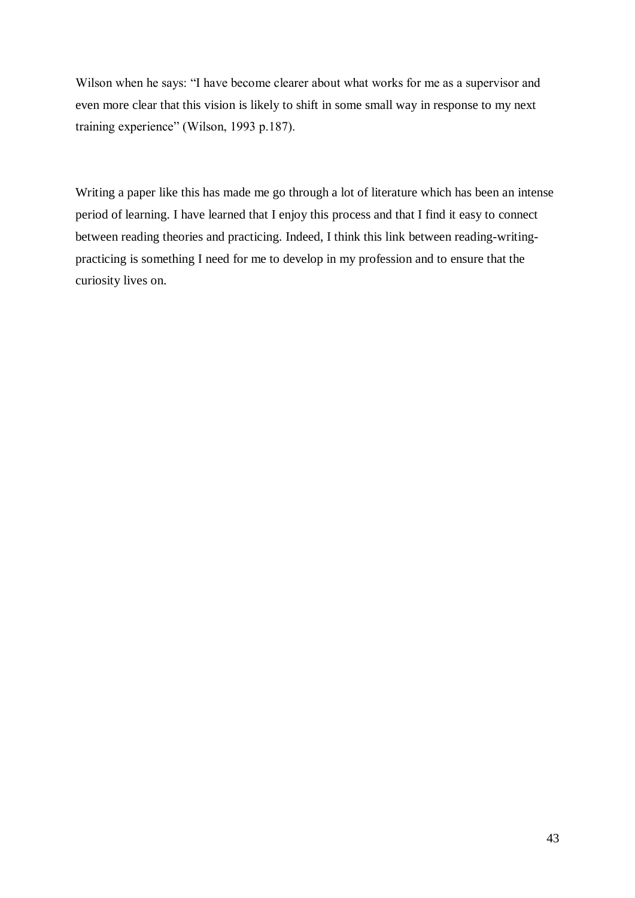Wilson when he says: "I have become clearer about what works for me as a supervisor and even more clear that this vision is likely to shift in some small way in response to my next training experience" (Wilson, 1993 p.187).

Writing a paper like this has made me go through a lot of literature which has been an intense period of learning. I have learned that I enjoy this process and that I find it easy to connect between reading theories and practicing. Indeed, I think this link between reading-writing-practicing is something I need for me to develop in my profession and to ensure that the curiosity lives on.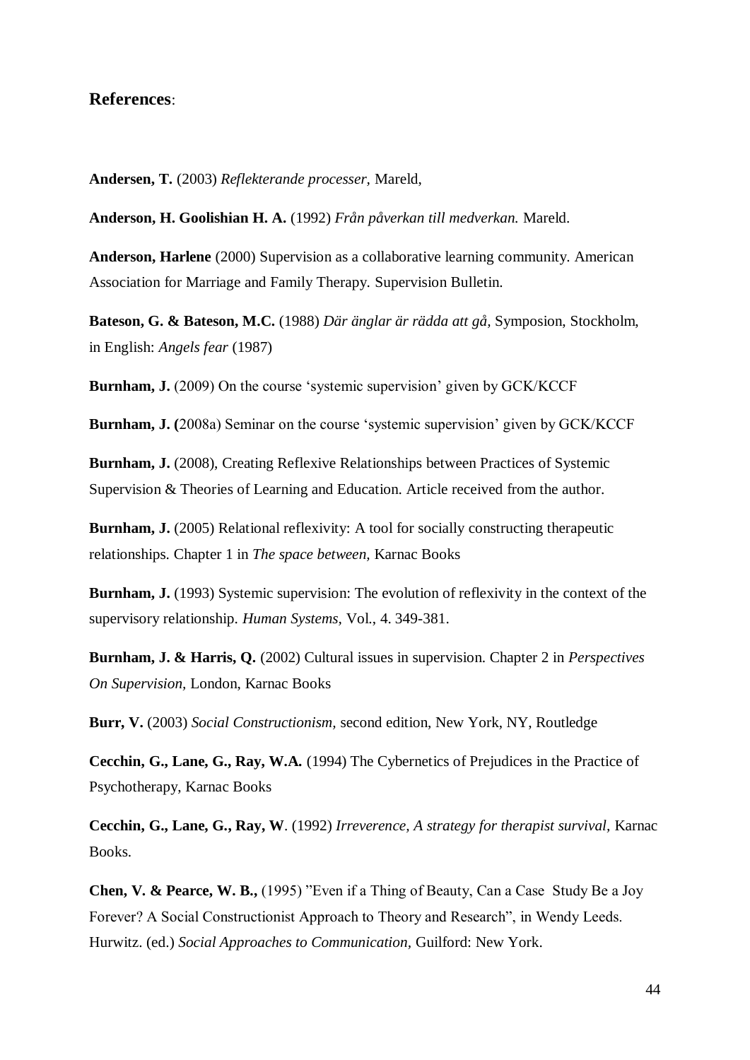## **References**:

**Andersen, T.** (2003) *Reflekterande processer,* Mareld,

**Anderson, H. Goolishian H. A.** (1992) *Från påverkan till medverkan.* Mareld.

**Anderson, Harlene** (2000) Supervision as a collaborative learning community. American Association for Marriage and Family Therapy. Supervision Bulletin.

**Bateson, G. & Bateson, M.C.** (1988) *Där änglar är rädda att gå,* Symposion, Stockholm, in English: *Angels fear* (1987)

**Burnham, J.** (2009) On the course 'systemic supervision' given by GCK/KCCF

**Burnham, J. (**2008a) Seminar on the course 'systemic supervision' given by GCK/KCCF

**Burnham, J.** (2008), Creating Reflexive Relationships between Practices of Systemic Supervision & Theories of Learning and Education. Article received from the author.

**Burnham, J.** (2005) Relational reflexivity: A tool for socially constructing therapeutic relationships. Chapter 1 in *The space between,* Karnac Books

**Burnham, J.** (1993) Systemic supervision: The evolution of reflexivity in the context of the supervisory relationship. *Human Systems,* Vol., 4. 349-381.

**Burnham, J. & Harris, Q.** (2002) Cultural issues in supervision. Chapter 2 in *Perspectives On Supervision,* London, Karnac Books

**Burr, V.** (2003) *Social Constructionism,* second edition, New York, NY, Routledge

**Cecchin, G., Lane, G., Ray, W.A.** (1994) The Cybernetics of Prejudices in the Practice of Psychotherapy, Karnac Books

**Cecchin, G., Lane, G., Ray, W**. (1992) *Irreverence, A strategy for therapist survival,* Karnac Books.

**Chen, V. & Pearce, W. B.,** (1995) "Even if a Thing of Beauty, Can a Case Study Be a Joy Forever? A Social Constructionist Approach to Theory and Research", in Wendy Leeds. Hurwitz. (ed.) *Social Approaches to Communication,* Guilford: New York.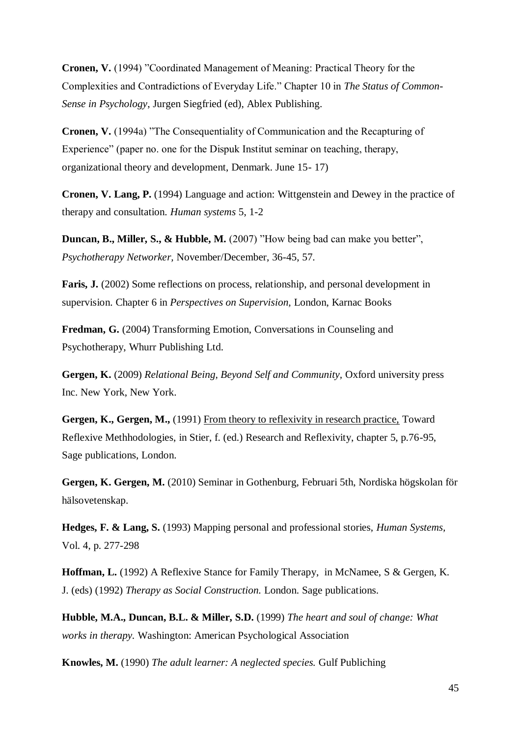**Cronen, V.** (1994) ”Coordinated Management of Meaning: Practical Theory for the Complexities and Contradictions of Everyday Life.” Chapter 10 in *The Status of Common-Sense in Psychology*, Jurgen Siegfried (ed), Ablex Publishing.

**Cronen, V.** (1994a) ”The Consequentiality of Communication and the Recapturing of Experience” (paper no. one for the Dispuk Institut seminar on teaching, therapy, organizational theory and development, Denmark. June 15- 17)

**Cronen, V. Lang, P.** (1994) Language and action: Wittgenstein and Dewey in the practice of therapy and consultation. *Human systems* 5, 1-2

**Duncan, B., Miller, S., & Hubble, M.** (2007) ”How being bad can make you better”, *Psychotherapy Networker*, November/December, 36-45, 57.

**Faris, J.** (2002) Some reflections on process, relationship, and personal development in supervision. Chapter 6 in *Perspectives on Supervision,* London, Karnac Books

**Fredman, G.** (2004) Transforming Emotion, Conversations in Counseling and Psychotherapy, Whurr Publishing Ltd.

**Gergen, K.** (2009) *Relational Being, Beyond Self and Community,* Oxford university press Inc. New York, New York.

**Gergen, K., Gergen, M.,** (1991) From theory to reflexivity in research practice, Toward Reflexive Methhodologies, in Stier, f. (ed.) Research and Reflexivity, chapter 5, p.76-95, Sage publications, London.

**Gergen, K. Gergen, M.** (2010) Seminar in Gothenburg, Februari 5th, Nordiska högskolan för hälsovetenskap.

**Hedges, F. & Lang, S.** (1993) Mapping personal and professional stories, *Human Systems,* Vol. 4, p. 277-298

**Hoffman, L.** (1992) A Reflexive Stance for Family Therapy, in McNamee, S & Gergen, K. J. (eds) (1992) *Therapy as Social Construction.* London. Sage publications.

**Hubble, M.A., Duncan, B.L. & Miller, S.D.** (1999) *The heart and soul of change: What works in therapy.* Washington: American Psychological Association

**Knowles, M.** (1990) *The adult learner: A neglected species.* Gulf Publiching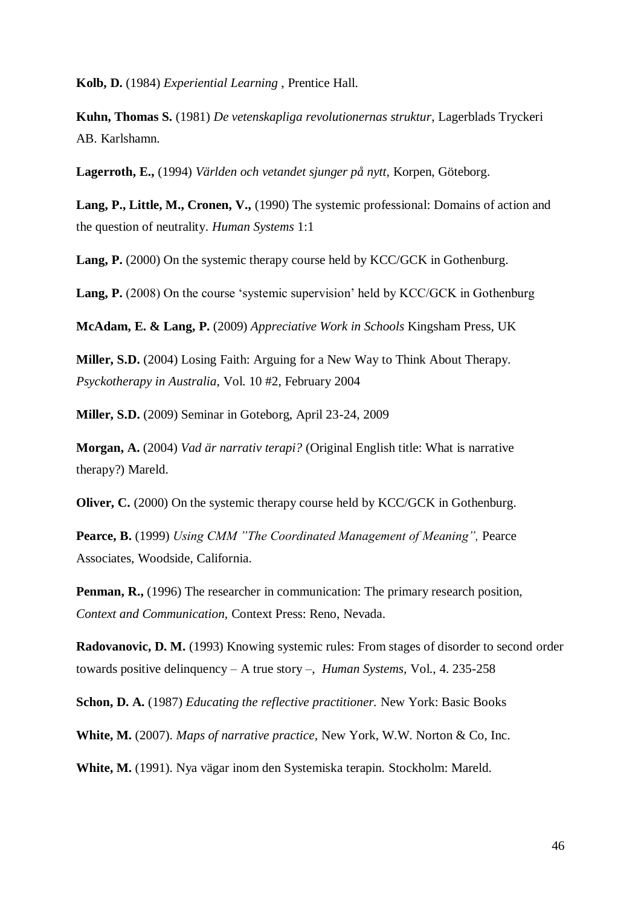**Kolb, D.** (1984) *Experiential Learning* , Prentice Hall.

**Kuhn, Thomas S.** (1981) *De vetenskapliga revolutionernas struktur*, Lagerblads Tryckeri AB. Karlshamn.

**Lagerroth, E.,** (1994) *Världen och vetandet sjunger på nytt*, Korpen, Göteborg.

**Lang, P., Little, M., Cronen, V.,** (1990) The systemic professional: Domains of action and the question of neutrality. *Human Systems* 1:1

**Lang, P.** (2000) On the systemic therapy course held by KCC/GCK in Gothenburg.

**Lang, P.** (2008) On the course 'systemic supervision' held by KCC/GCK in Gothenburg

**McAdam, E. & Lang, P.** (2009) *Appreciative Work in Schools* Kingsham Press, UK

**Miller, S.D.** (2004) Losing Faith: Arguing for a New Way to Think About Therapy. *Psyckotherapy in Australia,* Vol. 10 #2, February 2004

**Miller, S.D.** (2009) Seminar in Goteborg, April 23-24, 2009

**Morgan, A.** (2004) *Vad är narrativ terapi?* (Original English title: What is narrative therapy?) Mareld.

**Oliver, C.** (2000) On the systemic therapy course held by KCC/GCK in Gothenburg.

**Pearce, B.** (1999) *Using CMM "The Coordinated Management of Meaning",* Pearce Associates, Woodside, California.

**Penman, R.,** (1996) The researcher in communication: The primary research position, *Context and Communication*, Context Press: Reno, Nevada.

**Radovanovic, D. M.** (1993) Knowing systemic rules: From stages of disorder to second order towards positive delinquency – A true story –, *Human Systems,* Vol., 4. 235-258

**Schon, D. A.** (1987) *Educating the reflective practitioner.* New York: Basic Books

**White, M.** (2007). *Maps of narrative practice,* New York, W.W. Norton & Co, Inc.

**White, M.** (1991). Nya vägar inom den Systemiska terapin. Stockholm: Mareld.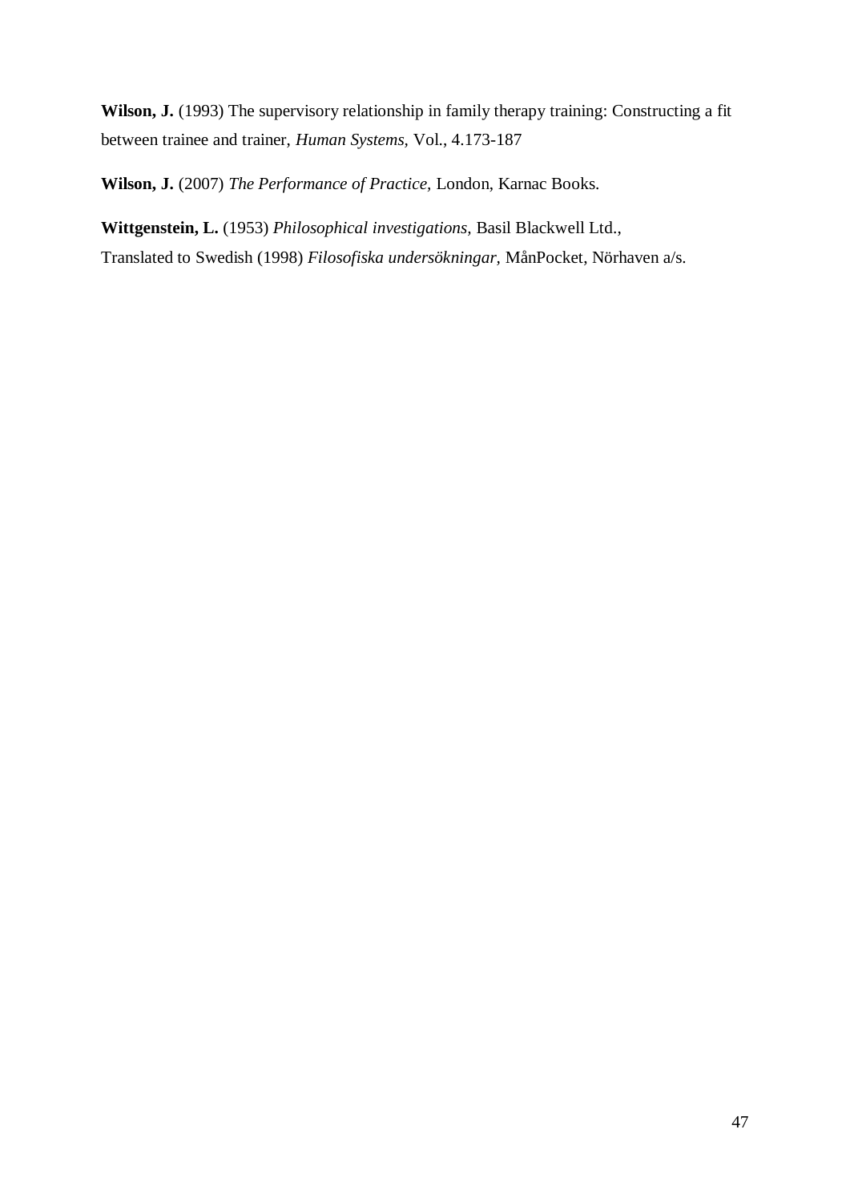**Wilson, J.** (1993) The supervisory relationship in family therapy training: Constructing a fit between trainee and trainer, *Human Systems,* Vol., 4.173-187

**Wilson, J.** (2007) *The Performance of Practice,* London, Karnac Books.

**Wittgenstein, L.** (1953) *Philosophical investigations,* Basil Blackwell Ltd.,
Translated to Swedish (1998) *Filosofiska undersökningar,* MånPocket, Nörhaven a/s.